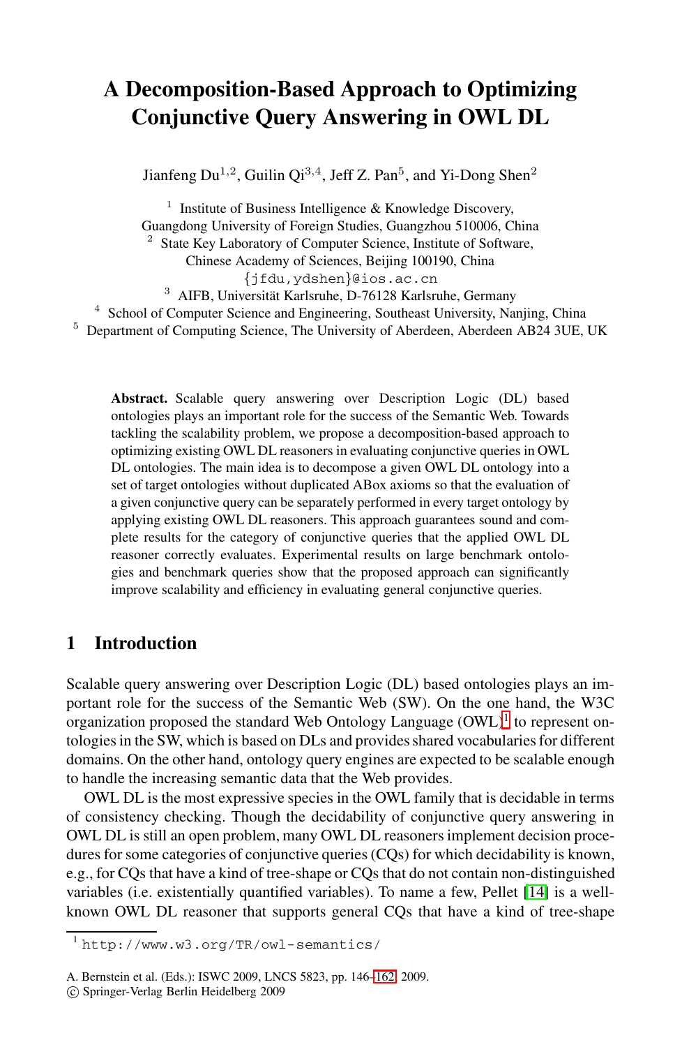# A Decomposition-Based Approach to Optimizing Conjunctive Query Answering in OWL DL

Jianfeng Du[1,2], Guilin Qi[3,4], Jeff Z. Pan[5], and Yi-Dong Shen[2]

[1] Institute of Business Intelligence & Knowledge Discovery, Guangdong University of Foreign Studies, Guangzhou 510006, China

[2] State Key Laboratory of Computer Science, Institute of Software, Chinese Academy of Sciences, Beijing 100190, China
{jfdu,ydshen}@ios.ac.cn

[3] AIFB, Universität Karlsruhe, D-76128 Karlsruhe, Germany

[4] School of Computer Science and Engineering, Southeast University, Nanjing, China

[5] Department of Computing Science, The University of Aberdeen, Aberdeen AB24 3UE, UK

**Abstract.** Scalable query answering over Description Logic (DL) based ontologies plays an important role for the success of the Semantic Web. Towards tackling the scalability problem, we propose a decomposition-based approach to optimizing existing OWL DL reasoners in evaluating conjunctive queries in OWL DL ontologies. The main idea is to decompose a given OWL DL ontology into a set of target ontologies without duplicated ABox axioms so that the evaluation of a given conjunctive query can be separately performed in every target ontology by applying existing OWL DL reasoners. This approach guarantees sound and complete results for the category of conjunctive queries that the applied OWL DL reasoner correctly evaluates. Experimental results on large benchmark ontologies and benchmark queries show that the proposed approach can significantly improve scalability and efficiency in evaluating general conjunctive queries.

## 1 Introduction

Scalable query answering over Description Logic (DL) based ontologies plays an important role for the success of the Semantic Web (SW). On the one hand, the W3C organization proposed the standard Web Ontology Language (OWL)[1] to represent ontologies in the SW, which is based on DLs and provides shared vocabularies for different domains. On the other hand, ontology query engines are expected to be scalable enough to handle the increasing semantic data that the Web provides.

OWL DL is the most expressive species in the OWL family that is decidable in terms of consistency checking. Though the decidability of conjunctive query answering in OWL DL is still an open problem, many OWL DL reasoners implement decision procedures for some categories of conjunctive queries (CQs) for which decidability is known, e.g., for CQs that have a kind of tree-shape or CQs that do not contain non-distinguished variables (i.e. existentially quantified variables). To name a few, Pellet [14] is a well-known OWL DL reasoner that supports general CQs that have a kind of tree-shape

[1] http://www.w3.org/TR/owl-semantics/

A. Bernstein et al. (Eds.): ISWC 2009, LNCS 5823, pp. 146–162, 2009.
© Springer-Verlag Berlin Heidelberg 2009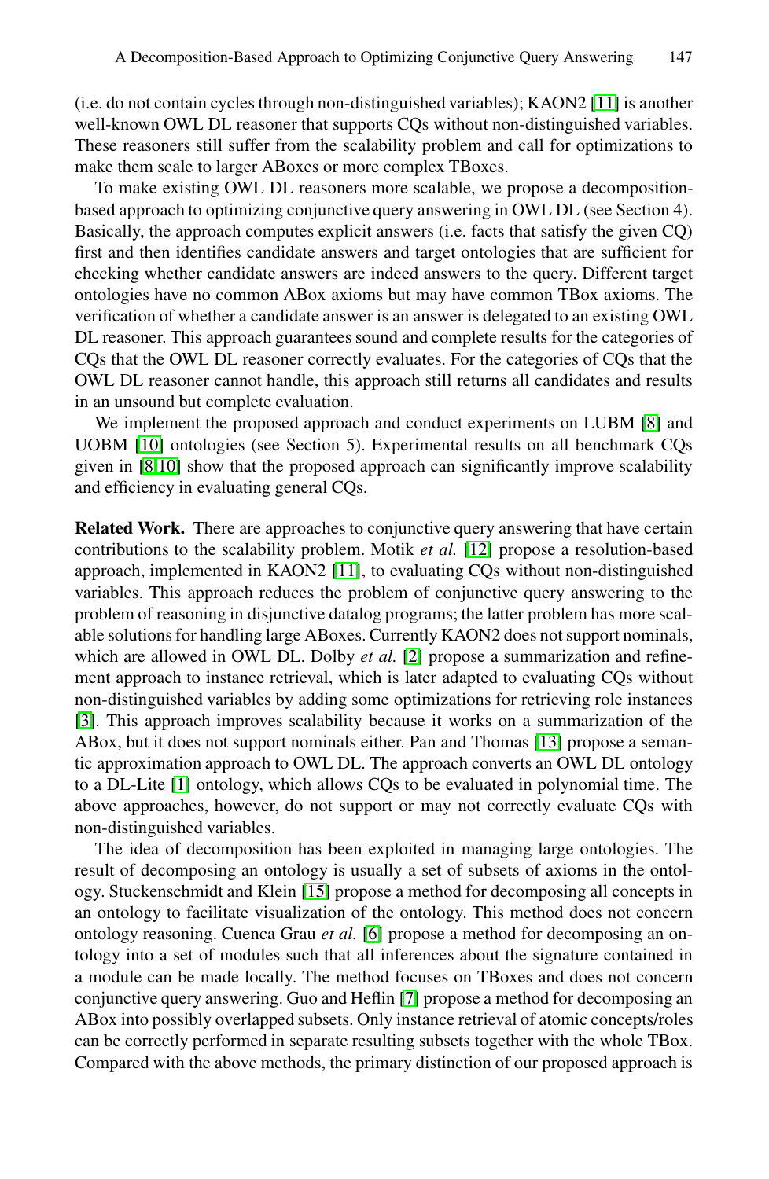(i.e. do not contain cycles through non-distinguished variables); KAON2 [11] is another well-known OWL DL reasoner that supports CQs without non-distinguished variables. These reasoners still suffer from the scalability problem and call for optimizations to make them scale to larger ABoxes or more complex TBoxes.

To make existing OWL DL reasoners more scalable, we propose a decomposition-based approach to optimizing conjunctive query answering in OWL DL (see Section 4). Basically, the approach computes explicit answers (i.e. facts that satisfy the given CQ) first and then identifies candidate answers and target ontologies that are sufficient for checking whether candidate answers are indeed answers to the query. Different target ontologies have no common ABox axioms but may have common TBox axioms. The verification of whether a candidate answer is an answer is delegated to an existing OWL DL reasoner. This approach guarantees sound and complete results for the categories of CQs that the OWL DL reasoner correctly evaluates. For the categories of CQs that the OWL DL reasoner cannot handle, this approach still returns all candidates and results in an unsound but complete evaluation.

We implement the proposed approach and conduct experiments on LUBM [8] and UOBM [10] ontologies (see Section 5). Experimental results on all benchmark CQs given in [8,10] show that the proposed approach can significantly improve scalability and efficiency in evaluating general CQs.

**Related Work.** There are approaches to conjunctive query answering that have certain contributions to the scalability problem. Motik *et al.* [12] propose a resolution-based approach, implemented in KAON2 [11], to evaluating CQs without non-distinguished variables. This approach reduces the problem of conjunctive query answering to the problem of reasoning in disjunctive datalog programs; the latter problem has more scalable solutions for handling large ABoxes. Currently KAON2 does not support nominals, which are allowed in OWL DL. Dolby *et al.* [2] propose a summarization and refinement approach to instance retrieval, which is later adapted to evaluating CQs without non-distinguished variables by adding some optimizations for retrieving role instances [3]. This approach improves scalability because it works on a summarization of the ABox, but it does not support nominals either. Pan and Thomas [13] propose a semantic approximation approach to OWL DL. The approach converts an OWL DL ontology to a DL-Lite [1] ontology, which allows CQs to be evaluated in polynomial time. The above approaches, however, do not support or may not correctly evaluate CQs with non-distinguished variables.

The idea of decomposition has been exploited in managing large ontologies. The result of decomposing an ontology is usually a set of subsets of axioms in the ontology. Stuckenschmidt and Klein [15] propose a method for decomposing all concepts in an ontology to facilitate visualization of the ontology. This method does not concern ontology reasoning. Cuenca Grau *et al.* [6] propose a method for decomposing an ontology into a set of modules such that all inferences about the signature contained in a module can be made locally. The method focuses on TBoxes and does not concern conjunctive query answering. Guo and Heflin [7] propose a method for decomposing an ABox into possibly overlapped subsets. Only instance retrieval of atomic concepts/roles can be correctly performed in separate resulting subsets together with the whole TBox. Compared with the above methods, the primary distinction of our proposed approach is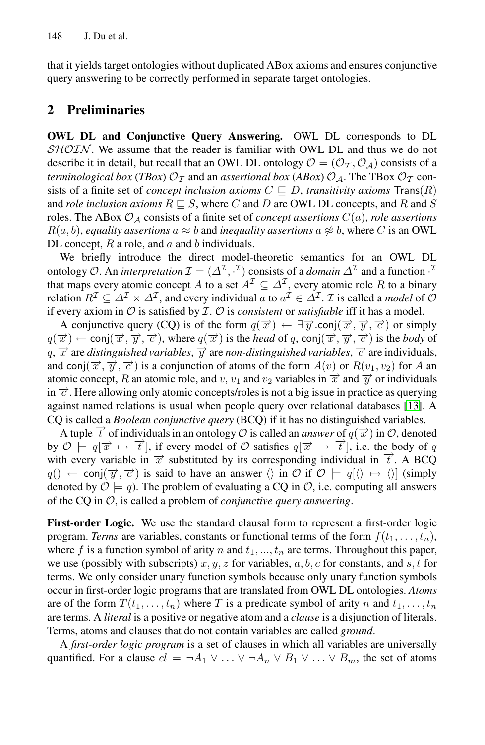that it yields target ontologies without duplicated ABox axioms and ensures conjunctive query answering to be correctly performed in separate target ontologies.

## 2 Preliminaries

**OWL DL and Conjunctive Query Answering.** OWL DL corresponds to DL $\mathcal{SHOIN}$. We assume that the reader is familiar with OWL DL and thus we do not describe it in detail, but recall that an OWL DL ontology $\mathcal{O} = (\mathcal{O}_\mathcal{T}, \mathcal{O}_\mathcal{A})$ consists of a *terminological box* (*TBox*) $\mathcal{O}_\mathcal{T}$ and an *assertional box* (*ABox*) $\mathcal{O}_\mathcal{A}$. The TBox $\mathcal{O}_\mathcal{T}$ consists of a finite set of *concept inclusion axioms* $C \sqsubseteq D$, *transitivity axioms* $\mathsf{Trans}(R)$ and *role inclusion axioms* $R \sqsubseteq S$, where $C$ and $D$ are OWL DL concepts, and $R$ and $S$ roles. The ABox $\mathcal{O}_\mathcal{A}$ consists of a finite set of *concept assertions* $C(a)$, *role assertions* $R(a, b)$, *equality assertions* $a \approx b$ and *inequality assertions* $a \not\approx b$, where $C$ is an OWL DL concept, $R$ a role, and $a$ and $b$ individuals.

We briefly introduce the direct model-theoretic semantics for an OWL DL ontology $\mathcal{O}$. An *interpretation* $\mathcal{I} = (\Delta^\mathcal{I}, \cdot^\mathcal{I})$ consists of a *domain* $\Delta^\mathcal{I}$ and a function $\cdot^\mathcal{I}$ that maps every atomic concept $A$ to a set $A^\mathcal{I} \subseteq \Delta^\mathcal{I}$, every atomic role $R$ to a binary relation $R^\mathcal{I} \subseteq \Delta^\mathcal{I} \times \Delta^\mathcal{I}$, and every individual $a$ to $a^\mathcal{I} \in \Delta^\mathcal{I}$. $\mathcal{I}$ is called a *model* of $\mathcal{O}$ if every axiom in $\mathcal{O}$ is satisfied by $\mathcal{I}$. $\mathcal{O}$ is *consistent* or *satisfiable* iff it has a model.

A conjunctive query (CQ) is of the form $q(\overrightarrow{x}) \leftarrow \exists \overrightarrow{y}.\mathsf{conj}(\overrightarrow{x}, \overrightarrow{y}, \overrightarrow{c})$ or simply $q(\overrightarrow{x}) \leftarrow \mathsf{conj}(\overrightarrow{x}, \overrightarrow{y}, \overrightarrow{c})$, where $q(\overrightarrow{x})$ is the *head* of $q$, $\mathsf{conj}(\overrightarrow{x}, \overrightarrow{y}, \overrightarrow{c})$ is the *body* of $q$, $\overrightarrow{x}$ are *distinguished variables*, $\overrightarrow{y}$ are *non-distinguished variables*, $\overrightarrow{c}$ are individuals, and $\mathsf{conj}(\overrightarrow{x}, \overrightarrow{y}, \overrightarrow{c})$ is a conjunction of atoms of the form $A(v)$ or $R(v_1, v_2)$ for $A$ an atomic concept, $R$ an atomic role, and $v$, $v_1$ and $v_2$ variables in $\overrightarrow{x}$ and $\overrightarrow{y}$ or individuals in $\overrightarrow{c}$. Here allowing only atomic concepts/roles is not a big issue in practice as querying against named relations is usual when people query over relational databases [13]. A CQ is called a *Boolean conjunctive query* (BCQ) if it has no distinguished variables.

A tuple $\overrightarrow{t}$ of individuals in an ontology $\mathcal{O}$ is called an *answer* of $q(\overrightarrow{x})$ in $\mathcal{O}$, denoted by $\mathcal{O} \models q[\overrightarrow{x} \mapsto \overrightarrow{t}]$, if every model of $\mathcal{O}$ satisfies $q[\overrightarrow{x} \mapsto \overrightarrow{t}]$, i.e. the body of $q$ with every variable in $\overrightarrow{x}$ substituted by its corresponding individual in $\overrightarrow{t}$. A BCQ $q() \leftarrow \mathsf{conj}(\overrightarrow{y}, \overrightarrow{c})$ is said to have an answer $\langle\rangle$ in $\mathcal{O}$ if $\mathcal{O} \models q[\langle\rangle \mapsto \langle\rangle]$ (simply denoted by $\mathcal{O} \models q$). The problem of evaluating a CQ in $\mathcal{O}$, i.e. computing all answers of the CQ in $\mathcal{O}$, is called a problem of *conjunctive query answering*.

**First-order Logic.** We use the standard clausal form to represent a first-order logic program. *Terms* are variables, constants or functional terms of the form $f(t_1, \ldots, t_n)$, where $f$ is a function symbol of arity $n$ and $t_1, ..., t_n$ are terms. Throughout this paper, we use (possibly with subscripts) $x, y, z$ for variables, $a, b, c$ for constants, and $s, t$ for terms. We only consider unary function symbols because only unary function symbols occur in first-order logic programs that are translated from OWL DL ontologies. *Atoms* are of the form $T(t_1, \ldots, t_n)$ where $T$ is a predicate symbol of arity $n$ and $t_1, \ldots, t_n$ are terms. A *literal* is a positive or negative atom and a *clause* is a disjunction of literals. Terms, atoms and clauses that do not contain variables are called *ground*.

A *first-order logic program* is a set of clauses in which all variables are universally quantified. For a clause $cl = \neg A_1 \vee \ldots \vee \neg A_n \vee B_1 \vee \ldots \vee B_m$, the set of atoms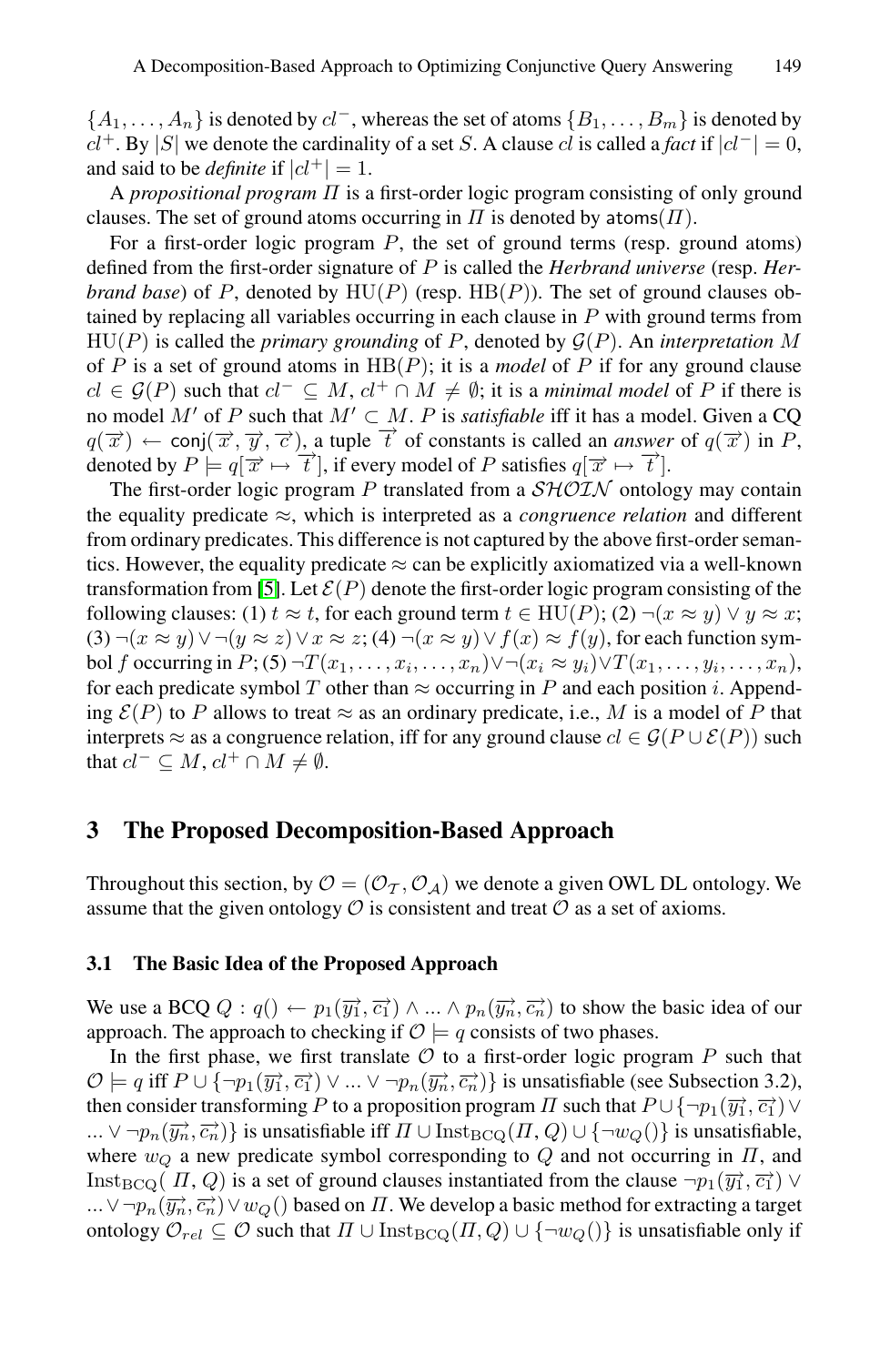$\{A_1, \ldots, A_n\}$ is denoted by $cl^-$, whereas the set of atoms $\{B_1, \ldots, B_m\}$ is denoted by $cl^+$. By $|S|$ we denote the cardinality of a set $S$. A clause $cl$ is called a *fact* if $|cl^-| = 0$, and said to be *definite* if $|cl^+| = 1$.

A *propositional program* $\Pi$ is a first-order logic program consisting of only ground clauses. The set of ground atoms occurring in $\Pi$ is denoted by $\mathsf{atoms}(\Pi)$.

For a first-order logic program $P$, the set of ground terms (resp. ground atoms) defined from the first-order signature of $P$ is called the *Herbrand universe* (resp. *Herbrand base*) of $P$, denoted by $\mathrm{HU}(P)$ (resp. $\mathrm{HB}(P)$). The set of ground clauses obtained by replacing all variables occurring in each clause in $P$ with ground terms from $\mathrm{HU}(P)$ is called the *primary grounding* of $P$, denoted by $\mathcal{G}(P)$. An *interpretation* $M$ of $P$ is a set of ground atoms in $\mathrm{HB}(P)$; it is a *model* of $P$ if for any ground clause $cl \in \mathcal{G}(P)$ such that $cl^- \subseteq M$, $cl^+ \cap M \neq \emptyset$; it is a *minimal model* of $P$ if there is no model $M'$ of $P$ such that $M' \subset M$. $P$ is *satisfiable* iff it has a model. Given a CQ $q(\overrightarrow{x}) \leftarrow \mathsf{conj}(\overrightarrow{x}, \overrightarrow{y}, \overrightarrow{c})$, a tuple $\overrightarrow{t}$ of constants is called an *answer* of $q(\overrightarrow{x})$ in $P$, denoted by $P \models q[\overrightarrow{x} \mapsto \overrightarrow{t}]$, if every model of $P$ satisfies $q[\overrightarrow{x} \mapsto \overrightarrow{t}]$.

The first-order logic program $P$ translated from a $\mathcal{SHOIN}$ ontology may contain the equality predicate $\approx$, which is interpreted as a *congruence relation* and different from ordinary predicates. This difference is not captured by the above first-order semantics. However, the equality predicate $\approx$ can be explicitly axiomatized via a well-known transformation from [5]. Let $\mathcal{E}(P)$ denote the first-order logic program consisting of the following clauses: (1) $t \approx t$, for each ground term $t \in \mathrm{HU}(P)$; (2) $\neg(x \approx y) \vee y \approx x$; (3) $\neg(x \approx y) \vee \neg(y \approx z) \vee x \approx z$; (4) $\neg(x \approx y) \vee f(x) \approx f(y)$, for each function symbol $f$ occurring in $P$; (5) $\neg T(x_1, \ldots, x_i, \ldots, x_n) \vee \neg(x_i \approx y_i) \vee T(x_1, \ldots, y_i, \ldots, x_n)$, for each predicate symbol $T$ other than $\approx$ occurring in $P$ and each position $i$. Appending $\mathcal{E}(P)$ to $P$ allows to treat $\approx$ as an ordinary predicate, i.e., $M$ is a model of $P$ that interprets $\approx$ as a congruence relation, iff for any ground clause $cl \in \mathcal{G}(P \cup \mathcal{E}(P))$ such that $cl^- \subseteq M$, $cl^+ \cap M \neq \emptyset$.

## 3 The Proposed Decomposition-Based Approach

Throughout this section, by $\mathcal{O} = (\mathcal{O}_\mathcal{T}, \mathcal{O}_\mathcal{A})$ we denote a given OWL DL ontology. We assume that the given ontology $\mathcal{O}$ is consistent and treat $\mathcal{O}$ as a set of axioms.

### 3.1 The Basic Idea of the Proposed Approach

We use a BCQ $Q : q() \leftarrow p_1(\overrightarrow{y_1}, \overrightarrow{c_1}) \wedge ... \wedge p_n(\overrightarrow{y_n}, \overrightarrow{c_n})$ to show the basic idea of our approach. The approach to checking if $\mathcal{O} \models q$ consists of two phases.

In the first phase, we first translate $\mathcal{O}$ to a first-order logic program $P$ such that $\mathcal{O} \models q$ iff $P \cup \{\neg p_1(\overrightarrow{y_1}, \overrightarrow{c_1}) \vee ... \vee \neg p_n(\overrightarrow{y_n}, \overrightarrow{c_n})\}$ is unsatisfiable (see Subsection 3.2), then consider transforming $P$ to a proposition program $\Pi$ such that $P \cup \{\neg p_1(\overrightarrow{y_1}, \overrightarrow{c_1}) \vee ... \vee \neg p_n(\overrightarrow{y_n}, \overrightarrow{c_n})\}$ is unsatisfiable iff $\Pi \cup \mathrm{Inst}_{\mathrm{BCQ}}(\Pi, Q) \cup \{\neg w_Q()\}$ is unsatisfiable, where $w_Q$ a new predicate symbol corresponding to $Q$ and not occurring in $\Pi$, and $\mathrm{Inst}_{\mathrm{BCQ}}(\Pi, Q)$ is a set of ground clauses instantiated from the clause $\neg p_1(\overrightarrow{y_1}, \overrightarrow{c_1}) \vee ... \vee \neg p_n(\overrightarrow{y_n}, \overrightarrow{c_n}) \vee w_Q()$ based on $\Pi$. We develop a basic method for extracting a target ontology $\mathcal{O}_{rel} \subseteq \mathcal{O}$ such that $\Pi \cup \mathrm{Inst}_{\mathrm{BCQ}}(\Pi, Q) \cup \{\neg w_Q()\}$ is unsatisfiable only if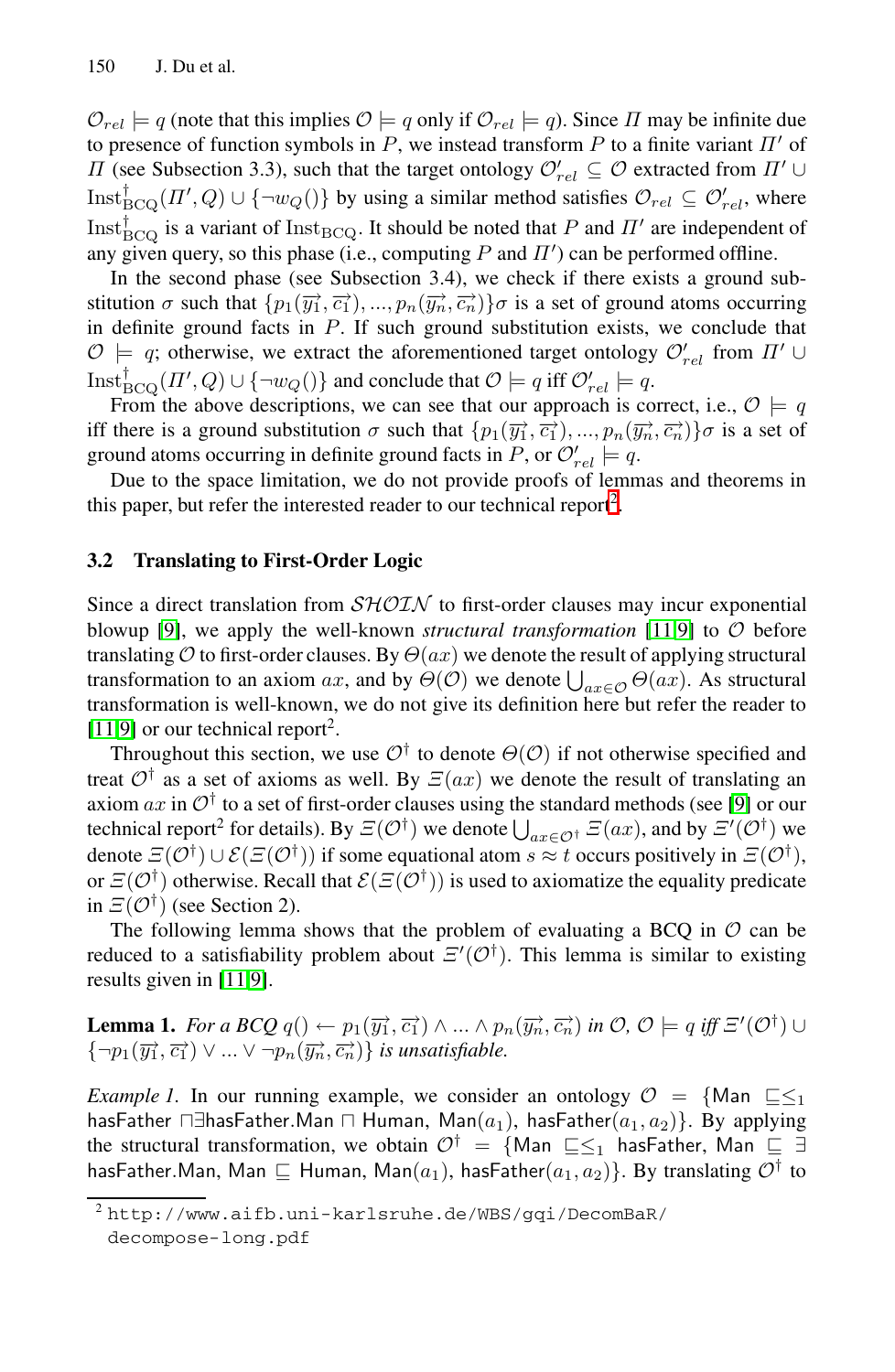$\mathcal{O}_{rel} \models q$ (note that this implies $\mathcal{O} \models q$ only if $\mathcal{O}_{rel} \models q$). Since $\Pi$ may be infinite due to presence of function symbols in $P$, we instead transform $P$ to a finite variant $\Pi'$ of $\Pi$ (see Subsection 3.3), such that the target ontology $\mathcal{O}'_{rel} \subseteq \mathcal{O}$ extracted from $\Pi' \cup \text{Inst}^{\dagger}_{\text{BCQ}}(\Pi', Q) \cup \{\neg w_Q()\}$ by using a similar method satisfies $\mathcal{O}_{rel} \subseteq \mathcal{O}'_{rel}$, where $\text{Inst}^{\dagger}_{\text{BCQ}}$ is a variant of $\text{Inst}_{\text{BCQ}}$. It should be noted that $P$ and $\Pi'$ are independent of any given query, so this phase (i.e., computing $P$ and $\Pi'$) can be performed offline.

In the second phase (see Subsection 3.4), we check if there exists a ground substitution $\sigma$ such that $\{p_1(\overrightarrow{y_1}, \overrightarrow{c_1}), ..., p_n(\overrightarrow{y_n}, \overrightarrow{c_n})\}\sigma$ is a set of ground atoms occurring in definite ground facts in $P$. If such ground substitution exists, we conclude that $\mathcal{O} \models q$; otherwise, we extract the aforementioned target ontology $\mathcal{O}'_{rel}$ from $\Pi' \cup \text{Inst}^{\dagger}_{\text{BCQ}}(\Pi', Q) \cup \{\neg w_Q()\}$ and conclude that $\mathcal{O} \models q$ iff $\mathcal{O}'_{rel} \models q$.

From the above descriptions, we can see that our approach is correct, i.e., $\mathcal{O} \models q$ iff there is a ground substitution $\sigma$ such that $\{p_1(\overrightarrow{y_1}, \overrightarrow{c_1}), ..., p_n(\overrightarrow{y_n}, \overrightarrow{c_n})\}\sigma$ is a set of ground atoms occurring in definite ground facts in $P$, or $\mathcal{O}'_{rel} \models q$.

Due to the space limitation, we do not provide proofs of lemmas and theorems in this paper, but refer the interested reader to our technical report[2].

### 3.2 Translating to First-Order Logic

Since a direct translation from $\mathcal{SHOIN}$ to first-order clauses may incur exponential blowup [9], we apply the well-known *structural transformation* [11,9] to $\mathcal{O}$ before translating $\mathcal{O}$ to first-order clauses. By $\Theta(ax)$ we denote the result of applying structural transformation to an axiom $ax$, and by $\Theta(\mathcal{O})$ we denote $\bigcup_{ax \in \mathcal{O}} \Theta(ax)$. As structural transformation is well-known, we do not give its definition here but refer the reader to [11,9] or our technical report[2].

Throughout this section, we use $\mathcal{O}^{\dagger}$ to denote $\Theta(\mathcal{O})$ if not otherwise specified and treat $\mathcal{O}^{\dagger}$ as a set of axioms as well. By $\Xi(ax)$ we denote the result of translating an axiom $ax$ in $\mathcal{O}^{\dagger}$ to a set of first-order clauses using the standard methods (see [9] or our technical report[2] for details). By $\Xi(\mathcal{O}^{\dagger})$ we denote $\bigcup_{ax \in \mathcal{O}^{\dagger}} \Xi(ax)$, and by $\Xi'(\mathcal{O}^{\dagger})$ we denote $\Xi(\mathcal{O}^{\dagger}) \cup \mathcal{E}(\Xi(\mathcal{O}^{\dagger}))$ if some equational atom $s \approx t$ occurs positively in $\Xi(\mathcal{O}^{\dagger})$, or $\Xi(\mathcal{O}^{\dagger})$ otherwise. Recall that $\mathcal{E}(\Xi(\mathcal{O}^{\dagger}))$ is used to axiomatize the equality predicate in $\Xi(\mathcal{O}^{\dagger})$ (see Section 2).

The following lemma shows that the problem of evaluating a BCQ in $\mathcal{O}$ can be reduced to a satisfiability problem about $\Xi'(\mathcal{O}^{\dagger})$. This lemma is similar to existing results given in [11,9].

**Lemma 1.** *For a BCQ $q() \leftarrow p_1(\overrightarrow{y_1}, \overrightarrow{c_1}) \wedge ... \wedge p_n(\overrightarrow{y_n}, \overrightarrow{c_n})$ in $\mathcal{O}$, $\mathcal{O} \models q$ iff $\Xi'(\mathcal{O}^{\dagger}) \cup \{\neg p_1(\overrightarrow{y_1}, \overrightarrow{c_1}) \vee ... \vee \neg p_n(\overrightarrow{y_n}, \overrightarrow{c_n})\}$ is unsatisfiable.*

*Example 1.* In our running example, we consider an ontology $\mathcal{O} = \{\mathsf{Man} \sqsubseteq_{\leq 1} \mathsf{hasFather} \sqcap \exists \mathsf{hasFather}.\mathsf{Man} \sqcap \mathsf{Human}, \mathsf{Man}(a_1), \mathsf{hasFather}(a_1, a_2)\}$. By applying the structural transformation, we obtain $\mathcal{O}^{\dagger} = \{\mathsf{Man} \sqsubseteq_{\leq 1} \mathsf{hasFather}, \mathsf{Man} \sqsubseteq \exists \mathsf{hasFather}.\mathsf{Man}, \mathsf{Man} \sqsubseteq \mathsf{Human}, \mathsf{Man}(a_1), \mathsf{hasFather}(a_1, a_2)\}$. By translating $\mathcal{O}^{\dagger}$ to

---

[2] http://www.aifb.uni-karlsruhe.de/WBS/gqi/DecomBaR/decompose-long.pdf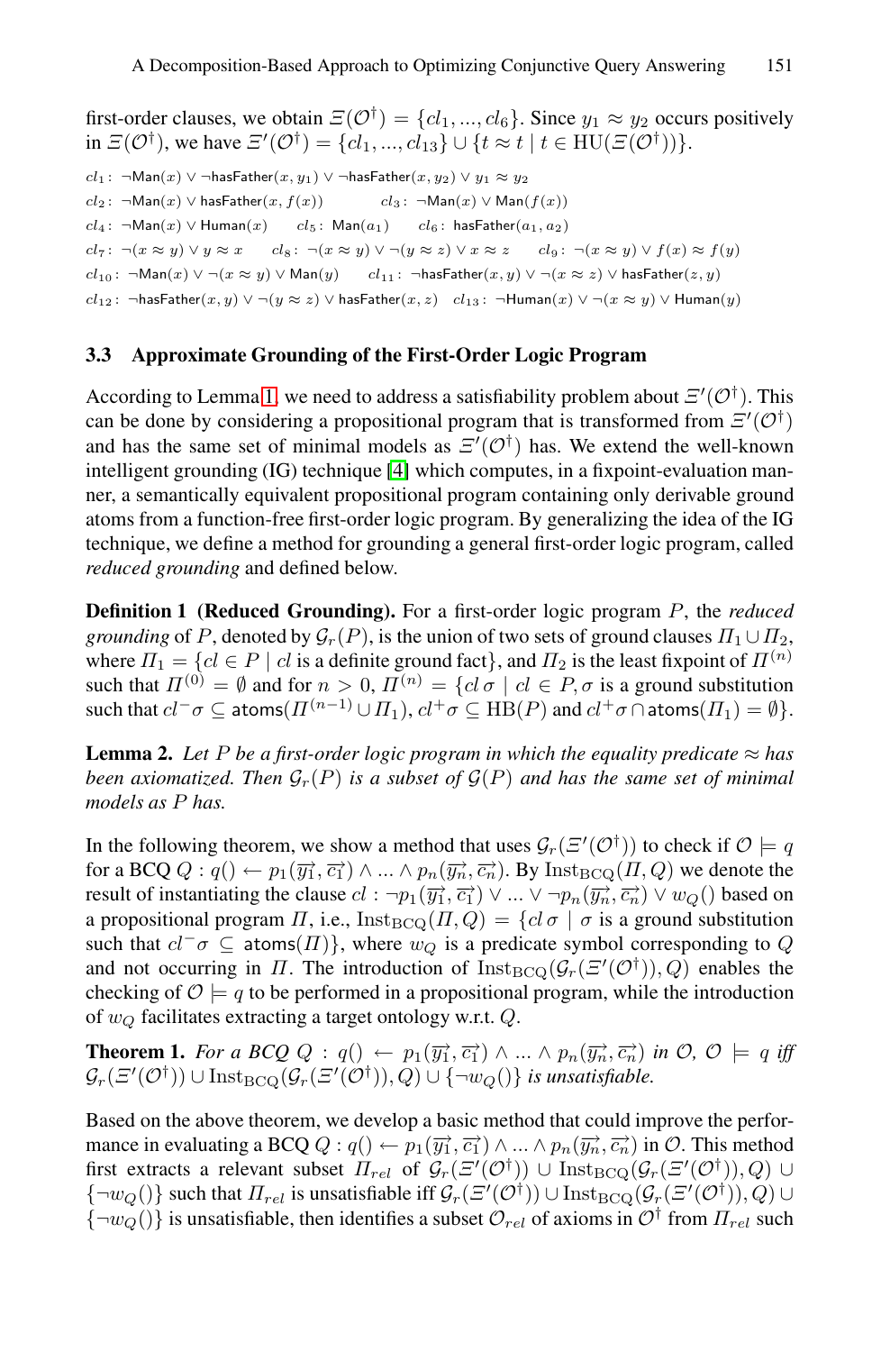first-order clauses, we obtain $\Xi(\mathcal{O}^\dagger) = \{cl_1, ..., cl_6\}$. Since $y_1 \approx y_2$ occurs positively in $\Xi(\mathcal{O}^\dagger)$, we have $\Xi'(\mathcal{O}^\dagger) = \{cl_1, ..., cl_{13}\} \cup \{t \approx t \mid t \in \mathrm{HU}(\Xi(\mathcal{O}^\dagger))\}$.

$cl_1: \neg\mathsf{Man}(x) \vee \neg\mathsf{hasFather}(x, y_1) \vee \neg\mathsf{hasFather}(x, y_2) \vee y_1 \approx y_2$

$cl_2: \neg\mathsf{Man}(x) \vee \mathsf{hasFather}(x, f(x))$ $\quad cl_3: \neg\mathsf{Man}(x) \vee \mathsf{Man}(f(x))$

$cl_4: \neg\mathsf{Man}(x) \vee \mathsf{Human}(x)$ $\quad cl_5: \mathsf{Man}(a_1)$ $\quad cl_6: \mathsf{hasFather}(a_1, a_2)$

$cl_7: \neg(x \approx y) \vee y \approx x$ $\quad cl_8: \neg(x \approx y) \vee \neg(y \approx z) \vee x \approx z$ $\quad cl_9: \neg(x \approx y) \vee f(x) \approx f(y)$

$cl_{10}: \neg\mathsf{Man}(x) \vee \neg(x \approx y) \vee \mathsf{Man}(y)$ $\quad cl_{11}: \neg\mathsf{hasFather}(x, y) \vee \neg(x \approx z) \vee \mathsf{hasFather}(z, y)$

$cl_{12}: \neg\mathsf{hasFather}(x, y) \vee \neg(y \approx z) \vee \mathsf{hasFather}(x, z)$ $\quad cl_{13}: \neg\mathsf{Human}(x) \vee \neg(x \approx y) \vee \mathsf{Human}(y)$

### 3.3 Approximate Grounding of the First-Order Logic Program

According to Lemma 1, we need to address a satisfiability problem about $\Xi'(\mathcal{O}^\dagger)$. This can be done by considering a propositional program that is transformed from $\Xi'(\mathcal{O}^\dagger)$ and has the same set of minimal models as $\Xi'(\mathcal{O}^\dagger)$ has. We extend the well-known intelligent grounding (IG) technique [4] which computes, in a fixpoint-evaluation manner, a semantically equivalent propositional program containing only derivable ground atoms from a function-free first-order logic program. By generalizing the idea of the IG technique, we define a method for grounding a general first-order logic program, called *reduced grounding* and defined below.

**Definition 1 (Reduced Grounding).** For a first-order logic program $P$, the *reduced grounding* of $P$, denoted by $\mathcal{G}_r(P)$, is the union of two sets of ground clauses $\Pi_1 \cup \Pi_2$, where $\Pi_1 = \{cl \in P \mid cl \text{ is a definite ground fact}\}$, and $\Pi_2$ is the least fixpoint of $\Pi^{(n)}$ such that $\Pi^{(0)} = \emptyset$ and for $n > 0$, $\Pi^{(n)} = \{cl\,\sigma \mid cl \in P, \sigma \text{ is a ground substitution such that } cl^-\sigma \subseteq \mathsf{atoms}(\Pi^{(n-1)} \cup \Pi_1), cl^+\sigma \subseteq \mathrm{HB}(P) \text{ and } cl^+\sigma \cap \mathsf{atoms}(\Pi_1) = \emptyset\}$.

**Lemma 2.** *Let $P$ be a first-order logic program in which the equality predicate $\approx$ has been axiomatized. Then $\mathcal{G}_r(P)$ is a subset of $\mathcal{G}(P)$ and has the same set of minimal models as $P$ has.*

In the following theorem, we show a method that uses $\mathcal{G}_r(\Xi'(\mathcal{O}^\dagger))$ to check if $\mathcal{O} \models q$ for a BCQ $Q : q() \leftarrow p_1(\vec{y_1}, \vec{c_1}) \wedge ... \wedge p_n(\vec{y_n}, \vec{c_n})$. By $\mathrm{Inst}_{\mathrm{BCQ}}(\Pi, Q)$ we denote the result of instantiating the clause $cl : \neg p_1(\vec{y_1}, \vec{c_1}) \vee ... \vee \neg p_n(\vec{y_n}, \vec{c_n}) \vee w_Q()$ based on a propositional program $\Pi$, i.e., $\mathrm{Inst}_{\mathrm{BCQ}}(\Pi, Q) = \{cl\,\sigma \mid \sigma \text{ is a ground substitution such that } cl^-\sigma \subseteq \mathsf{atoms}(\Pi)\}$, where $w_Q$ is a predicate symbol corresponding to $Q$ and not occurring in $\Pi$. The introduction of $\mathrm{Inst}_{\mathrm{BCQ}}(\mathcal{G}_r(\Xi'(\mathcal{O}^\dagger)), Q)$ enables the checking of $\mathcal{O} \models q$ to be performed in a propositional program, while the introduction of $w_Q$ facilitates extracting a target ontology w.r.t. $Q$.

**Theorem 1.** *For a BCQ $Q : q() \leftarrow p_1(\vec{y_1}, \vec{c_1}) \wedge ... \wedge p_n(\vec{y_n}, \vec{c_n})$ in $\mathcal{O}$, $\mathcal{O} \models q$ iff $\mathcal{G}_r(\Xi'(\mathcal{O}^\dagger)) \cup \mathrm{Inst}_{\mathrm{BCQ}}(\mathcal{G}_r(\Xi'(\mathcal{O}^\dagger)), Q) \cup \{\neg w_Q()\}$ is unsatisfiable.*

Based on the above theorem, we develop a basic method that could improve the performance in evaluating a BCQ $Q : q() \leftarrow p_1(\vec{y_1}, \vec{c_1}) \wedge ... \wedge p_n(\vec{y_n}, \vec{c_n})$ in $\mathcal{O}$. This method first extracts a relevant subset $\Pi_{rel}$ of $\mathcal{G}_r(\Xi'(\mathcal{O}^\dagger)) \cup \mathrm{Inst}_{\mathrm{BCQ}}(\mathcal{G}_r(\Xi'(\mathcal{O}^\dagger)), Q) \cup \{\neg w_Q()\}$ such that $\Pi_{rel}$ is unsatisfiable iff $\mathcal{G}_r(\Xi'(\mathcal{O}^\dagger)) \cup \mathrm{Inst}_{\mathrm{BCQ}}(\mathcal{G}_r(\Xi'(\mathcal{O}^\dagger)), Q) \cup \{\neg w_Q()\}$ is unsatisfiable, then identifies a subset $\mathcal{O}_{rel}$ of axioms in $\mathcal{O}^\dagger$ from $\Pi_{rel}$ such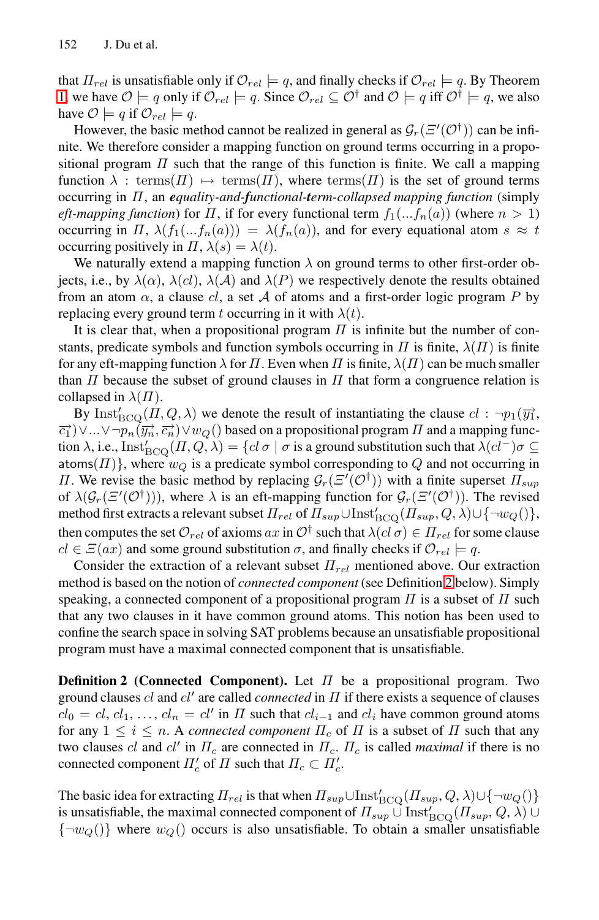that $\Pi_{rel}$ is unsatisfiable only if $\mathcal{O}_{rel} \models q$, and finally checks if $\mathcal{O}_{rel} \models q$. By Theorem 1 we have $\mathcal{O} \models q$ only if $\mathcal{O}_{rel} \models q$. Since $\mathcal{O}_{rel} \subseteq \mathcal{O}^\dagger$ and $\mathcal{O} \models q$ iff $\mathcal{O}^\dagger \models q$, we also have $\mathcal{O} \models q$ if $\mathcal{O}_{rel} \models q$.

However, the basic method cannot be realized in general as $\mathcal{G}_r(\Xi'(\mathcal{O}^\dagger))$ can be infinite. We therefore consider a mapping function on ground terms occurring in a propositional program $\Pi$ such that the range of this function is finite. We call a mapping function $\lambda : \mathrm{terms}(\Pi) \mapsto \mathrm{terms}(\Pi)$, where $\mathrm{terms}(\Pi)$ is the set of ground terms occurring in $\Pi$, an ***e**quality-and-**f**unctional-**t**erm-collapsed mapping function* (simply *eft-mapping function*) for $\Pi$, if for every functional term $f_1(...f_n(a))$ (where $n > 1$) occurring in $\Pi$, $\lambda(f_1(...f_n(a))) = \lambda(f_n(a))$, and for every equational atom $s \approx t$ occurring positively in $\Pi$, $\lambda(s) = \lambda(t)$.

We naturally extend a mapping function $\lambda$ on ground terms to other first-order objects, i.e., by $\lambda(\alpha)$, $\lambda(cl)$, $\lambda(\mathcal{A})$ and $\lambda(P)$ we respectively denote the results obtained from an atom $\alpha$, a clause $cl$, a set $\mathcal{A}$ of atoms and a first-order logic program $P$ by replacing every ground term $t$ occurring in it with $\lambda(t)$.

It is clear that, when a propositional program $\Pi$ is infinite but the number of constants, predicate symbols and function symbols occurring in $\Pi$ is finite, $\lambda(\Pi)$ is finite for any eft-mapping function $\lambda$ for $\Pi$. Even when $\Pi$ is finite, $\lambda(\Pi)$ can be much smaller than $\Pi$ because the subset of ground clauses in $\Pi$ that form a congruence relation is collapsed in $\lambda(\Pi)$.

By $\mathrm{Inst}'_{\mathrm{BCQ}}(\Pi, Q, \lambda)$ we denote the result of instantiating the clause $cl : \neg p_1(\overrightarrow{y_1}, \overrightarrow{c_1}) \vee ... \vee \neg p_n(\overrightarrow{y_n}, \overrightarrow{c_n}) \vee w_Q()$ based on a propositional program $\Pi$ and a mapping function $\lambda$, i.e., $\mathrm{Inst}'_{\mathrm{BCQ}}(\Pi, Q, \lambda) = \{cl\,\sigma \mid \sigma$ is a ground substitution such that $\lambda(cl^-)\sigma \subseteq \mathsf{atoms}(\Pi)\}$, where $w_Q$ is a predicate symbol corresponding to $Q$ and not occurring in $\Pi$. We revise the basic method by replacing $\mathcal{G}_r(\Xi'(\mathcal{O}^\dagger))$ with a finite superset $\Pi_{sup}$ of $\lambda(\mathcal{G}_r(\Xi'(\mathcal{O}^\dagger)))$, where $\lambda$ is an eft-mapping function for $\mathcal{G}_r(\Xi'(\mathcal{O}^\dagger))$. The revised method first extracts a relevant subset $\Pi_{rel}$ of $\Pi_{sup} \cup \mathrm{Inst}'_{\mathrm{BCQ}}(\Pi_{sup}, Q, \lambda) \cup \{\neg w_Q()\}$, then computes the set $\mathcal{O}_{rel}$ of axioms $ax$ in $\mathcal{O}^\dagger$ such that $\lambda(cl\,\sigma) \in \Pi_{rel}$ for some clause $cl \in \Xi(ax)$ and some ground substitution $\sigma$, and finally checks if $\mathcal{O}_{rel} \models q$.

Consider the extraction of a relevant subset $\Pi_{rel}$ mentioned above. Our extraction method is based on the notion of *connected component* (see Definition 2 below). Simply speaking, a connected component of a propositional program $\Pi$ is a subset of $\Pi$ such that any two clauses in it have common ground atoms. This notion has been used to confine the search space in solving SAT problems because an unsatisfiable propositional program must have a maximal connected component that is unsatisfiable.

**Definition 2 (Connected Component).** Let $\Pi$ be a propositional program. Two ground clauses $cl$ and $cl'$ are called *connected* in $\Pi$ if there exists a sequence of clauses $cl_0 = cl, cl_1, \ldots, cl_n = cl'$ in $\Pi$ such that $cl_{i-1}$ and $cl_i$ have common ground atoms for any $1 \leq i \leq n$. A *connected component* $\Pi_c$ of $\Pi$ is a subset of $\Pi$ such that any two clauses $cl$ and $cl'$ in $\Pi_c$ are connected in $\Pi_c$. $\Pi_c$ is called *maximal* if there is no connected component $\Pi'_c$ of $\Pi$ such that $\Pi_c \subset \Pi'_c$.

The basic idea for extracting $\Pi_{rel}$ is that when $\Pi_{sup} \cup \mathrm{Inst}'_{\mathrm{BCQ}}(\Pi_{sup}, Q, \lambda) \cup \{\neg w_Q()\}$ is unsatisfiable, the maximal connected component of $\Pi_{sup} \cup \mathrm{Inst}'_{\mathrm{BCQ}}(\Pi_{sup}, Q, \lambda) \cup \{\neg w_Q()\}$ where $w_Q()$ occurs is also unsatisfiable. To obtain a smaller unsatisfiable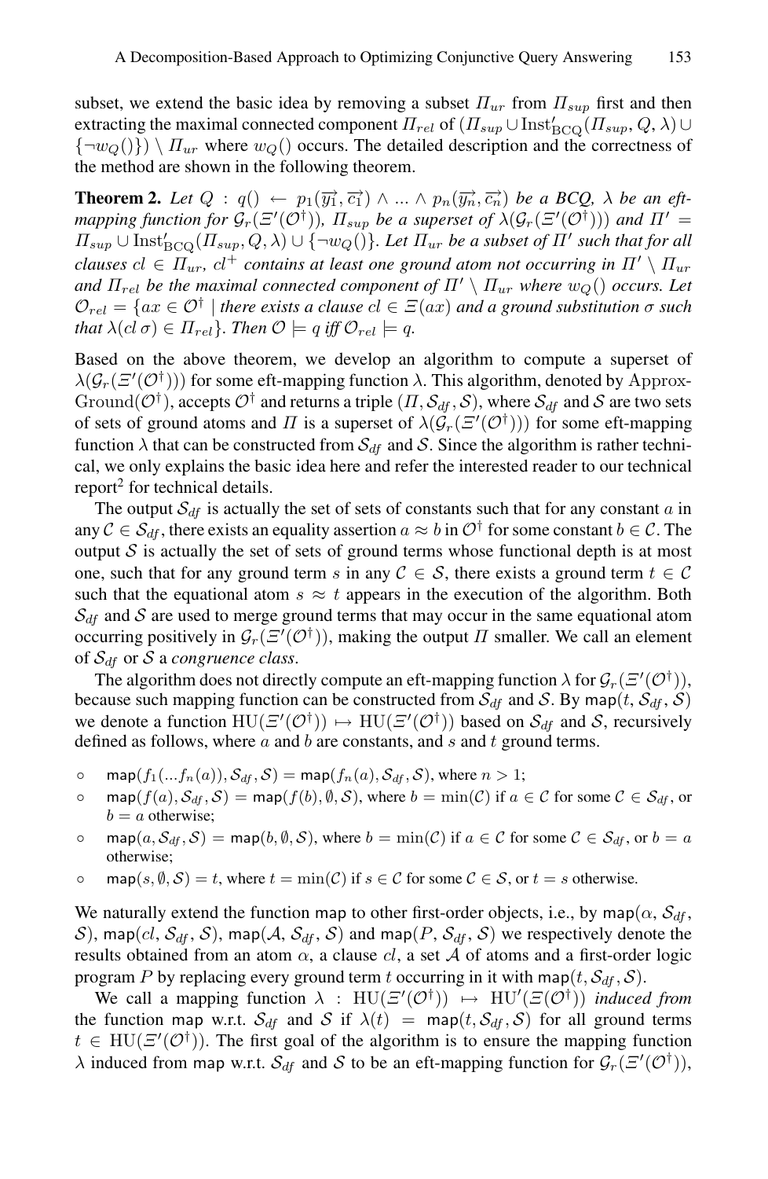subset, we extend the basic idea by removing a subset $\Pi_{ur}$ from $\Pi_{sup}$ first and then extracting the maximal connected component $\Pi_{rel}$ of $(\Pi_{sup} \cup \mathrm{Inst}'_{\mathrm{BCQ}}(\Pi_{sup}, Q, \lambda) \cup \{\neg w_Q()\}) \setminus \Pi_{ur}$ where $w_Q()$ occurs. The detailed description and the correctness of the method are shown in the following theorem.

**Theorem 2.** *Let $Q : q() \leftarrow p_1(\overrightarrow{y_1}, \overrightarrow{c_1}) \wedge ... \wedge p_n(\overrightarrow{y_n}, \overrightarrow{c_n})$ be a BCQ, $\lambda$ be an eft-mapping function for $\mathcal{G}_r(\Xi'(\mathcal{O}^\dagger))$, $\Pi_{sup}$ be a superset of $\lambda(\mathcal{G}_r(\Xi'(\mathcal{O}^\dagger)))$ and $\Pi' = \Pi_{sup} \cup \mathrm{Inst}'_{\mathrm{BCQ}}(\Pi_{sup}, Q, \lambda) \cup \{\neg w_Q()\}$. Let $\Pi_{ur}$ be a subset of $\Pi'$ such that for all clauses $cl \in \Pi_{ur}$, $cl^+$ contains at least one ground atom not occurring in $\Pi' \setminus \Pi_{ur}$ and $\Pi_{rel}$ be the maximal connected component of $\Pi' \setminus \Pi_{ur}$ where $w_Q()$ occurs. Let $\mathcal{O}_{rel} = \{ax \in \mathcal{O}^\dagger \mid$ there exists a clause $cl \in \Xi(ax)$ and a ground substitution $\sigma$ such that $\lambda(cl\,\sigma) \in \Pi_{rel}\}$. Then $\mathcal{O} \models q$ iff $\mathcal{O}_{rel} \models q$.*

Based on the above theorem, we develop an algorithm to compute a superset of $\lambda(\mathcal{G}_r(\Xi'(\mathcal{O}^\dagger)))$ for some eft-mapping function $\lambda$. This algorithm, denoted by Approx-Ground($\mathcal{O}^\dagger$), accepts $\mathcal{O}^\dagger$ and returns a triple $(\Pi, \mathcal{S}_{df}, \mathcal{S})$, where $\mathcal{S}_{df}$ and $\mathcal{S}$ are two sets of sets of ground atoms and $\Pi$ is a superset of $\lambda(\mathcal{G}_r(\Xi'(\mathcal{O}^\dagger)))$ for some eft-mapping function $\lambda$ that can be constructed from $\mathcal{S}_{df}$ and $\mathcal{S}$. Since the algorithm is rather technical, we only explains the basic idea here and refer the interested reader to our technical report[2] for technical details.

The output $\mathcal{S}_{df}$ is actually the set of sets of constants such that for any constant $a$ in any $\mathcal{C} \in \mathcal{S}_{df}$, there exists an equality assertion $a \approx b$ in $\mathcal{O}^\dagger$ for some constant $b \in \mathcal{C}$. The output $\mathcal{S}$ is actually the set of sets of ground terms whose functional depth is at most one, such that for any ground term $s$ in any $\mathcal{C} \in \mathcal{S}$, there exists a ground term $t \in \mathcal{C}$ such that the equational atom $s \approx t$ appears in the execution of the algorithm. Both $\mathcal{S}_{df}$ and $\mathcal{S}$ are used to merge ground terms that may occur in the same equational atom occurring positively in $\mathcal{G}_r(\Xi'(\mathcal{O}^\dagger))$, making the output $\Pi$ smaller. We call an element of $\mathcal{S}_{df}$ or $\mathcal{S}$ a *congruence class*.

The algorithm does not directly compute an eft-mapping function $\lambda$ for $\mathcal{G}_r(\Xi'(\mathcal{O}^\dagger))$, because such mapping function can be constructed from $\mathcal{S}_{df}$ and $\mathcal{S}$. By $\mathsf{map}(t, \mathcal{S}_{df}, \mathcal{S})$ we denote a function $\mathrm{HU}(\Xi'(\mathcal{O}^\dagger)) \mapsto \mathrm{HU}(\Xi'(\mathcal{O}^\dagger))$ based on $\mathcal{S}_{df}$ and $\mathcal{S}$, recursively defined as follows, where $a$ and $b$ are constants, and $s$ and $t$ ground terms.

- $\mathsf{map}(f_1(...f_n(a)), \mathcal{S}_{df}, \mathcal{S}) = \mathsf{map}(f_n(a), \mathcal{S}_{df}, \mathcal{S})$, where $n > 1$;
- $\mathsf{map}(f(a), \mathcal{S}_{df}, \mathcal{S}) = \mathsf{map}(f(b), \emptyset, \mathcal{S})$, where $b = \min(\mathcal{C})$ if $a \in \mathcal{C}$ for some $\mathcal{C} \in \mathcal{S}_{df}$, or $b = a$ otherwise;
- $\mathsf{map}(a, \mathcal{S}_{df}, \mathcal{S}) = \mathsf{map}(b, \emptyset, \mathcal{S})$, where $b = \min(\mathcal{C})$ if $a \in \mathcal{C}$ for some $\mathcal{C} \in \mathcal{S}_{df}$, or $b = a$ otherwise;
- $\mathsf{map}(s, \emptyset, \mathcal{S}) = t$, where $t = \min(\mathcal{C})$ if $s \in \mathcal{C}$ for some $\mathcal{C} \in \mathcal{S}$, or $t = s$ otherwise.

We naturally extend the function $\mathsf{map}$ to other first-order objects, i.e., by $\mathsf{map}(\alpha, \mathcal{S}_{df}, \mathcal{S})$, $\mathsf{map}(cl, \mathcal{S}_{df}, \mathcal{S})$, $\mathsf{map}(\mathcal{A}, \mathcal{S}_{df}, \mathcal{S})$ and $\mathsf{map}(P, \mathcal{S}_{df}, \mathcal{S})$ we respectively denote the results obtained from an atom $\alpha$, a clause $cl$, a set $\mathcal{A}$ of atoms and a first-order logic program $P$ by replacing every ground term $t$ occurring in it with $\mathsf{map}(t, \mathcal{S}_{df}, \mathcal{S})$.

We call a mapping function $\lambda : \mathrm{HU}(\Xi'(\mathcal{O}^\dagger)) \mapsto \mathrm{HU}'(\Xi(\mathcal{O}^\dagger))$ *induced from* the function $\mathsf{map}$ w.r.t. $\mathcal{S}_{df}$ and $\mathcal{S}$ if $\lambda(t) = \mathsf{map}(t, \mathcal{S}_{df}, \mathcal{S})$ for all ground terms $t \in \mathrm{HU}(\Xi'(\mathcal{O}^\dagger))$. The first goal of the algorithm is to ensure the mapping function $\lambda$ induced from $\mathsf{map}$ w.r.t. $\mathcal{S}_{df}$ and $\mathcal{S}$ to be an eft-mapping function for $\mathcal{G}_r(\Xi'(\mathcal{O}^\dagger))$,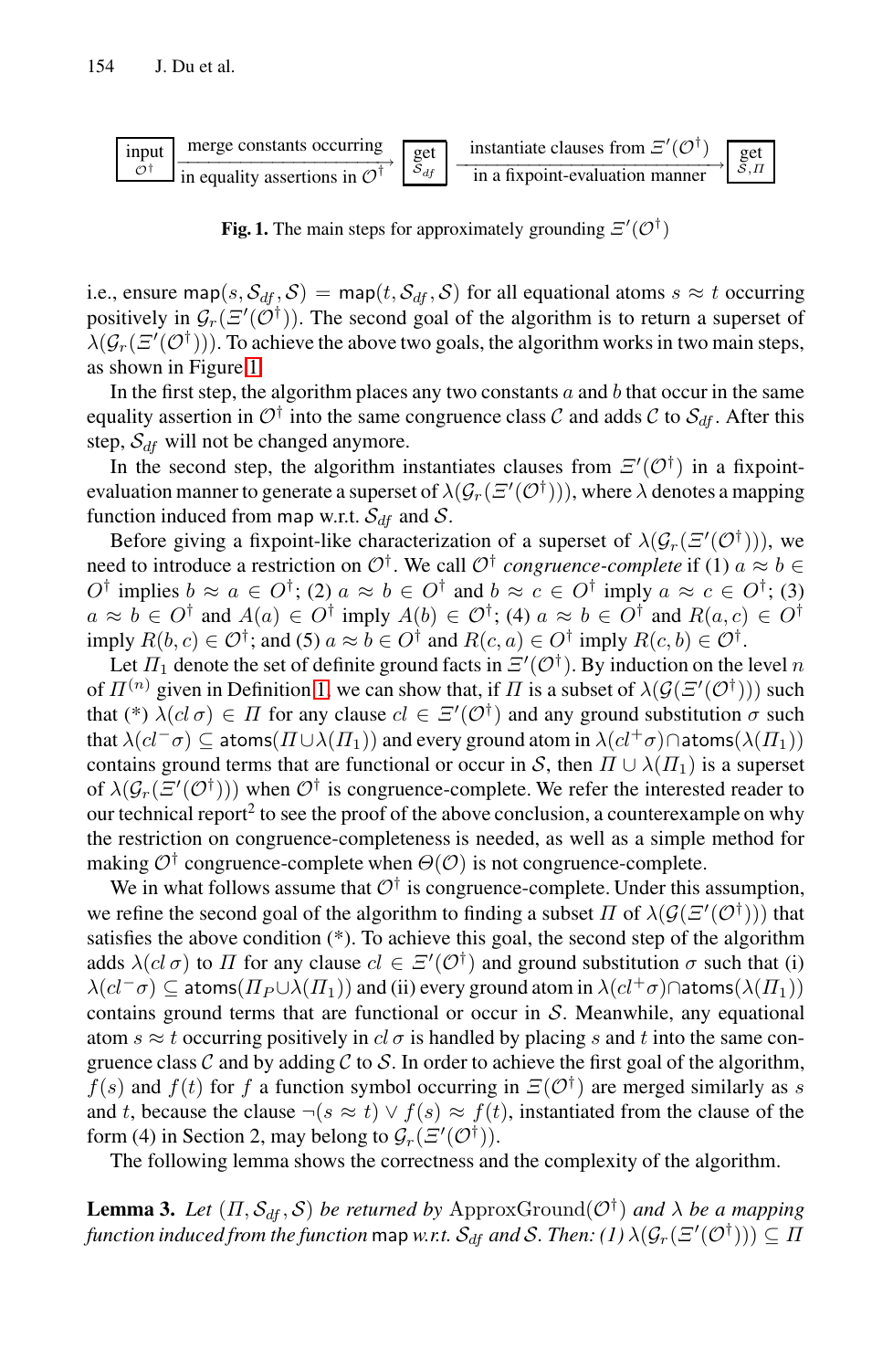input $\mathcal{O}^\dagger$ → merge constants occurring in equality assertions in $\mathcal{O}^\dagger$ → get $\mathcal{S}_{df}$ → instantiate clauses from $\Xi'(\mathcal{O}^\dagger)$ in a fixpoint-evaluation manner → get $\mathcal{S}, \Pi$

**Fig. 1.** The main steps for approximately grounding $\Xi'(\mathcal{O}^\dagger)$

i.e., ensure $\mathsf{map}(s, \mathcal{S}_{df}, \mathcal{S}) = \mathsf{map}(t, \mathcal{S}_{df}, \mathcal{S})$ for all equational atoms $s \approx t$ occurring positively in $\mathcal{G}_r(\Xi'(\mathcal{O}^\dagger))$. The second goal of the algorithm is to return a superset of $\lambda(\mathcal{G}_r(\Xi'(\mathcal{O}^\dagger)))$. To achieve the above two goals, the algorithm works in two main steps, as shown in Figure 1.

In the first step, the algorithm places any two constants $a$ and $b$ that occur in the same equality assertion in $\mathcal{O}^\dagger$ into the same congruence class $\mathcal{C}$ and adds $\mathcal{C}$ to $\mathcal{S}_{df}$. After this step, $\mathcal{S}_{df}$ will not be changed anymore.

In the second step, the algorithm instantiates clauses from $\Xi'(\mathcal{O}^\dagger)$ in a fixpoint-evaluation manner to generate a superset of $\lambda(\mathcal{G}_r(\Xi'(\mathcal{O}^\dagger)))$, where $\lambda$ denotes a mapping function induced from map w.r.t. $\mathcal{S}_{df}$ and $\mathcal{S}$.

Before giving a fixpoint-like characterization of a superset of $\lambda(\mathcal{G}_r(\Xi'(\mathcal{O}^\dagger)))$, we need to introduce a restriction on $\mathcal{O}^\dagger$. We call $\mathcal{O}^\dagger$ *congruence-complete* if (1) $a \approx b \in O^\dagger$ implies $b \approx a \in O^\dagger$; (2) $a \approx b \in O^\dagger$ and $b \approx c \in O^\dagger$ imply $a \approx c \in O^\dagger$; (3) $a \approx b \in O^\dagger$ and $A(a) \in O^\dagger$ imply $A(b) \in \mathcal{O}^\dagger$; (4) $a \approx b \in O^\dagger$ and $R(a, c) \in O^\dagger$ imply $R(b, c) \in \mathcal{O}^\dagger$; and (5) $a \approx b \in O^\dagger$ and $R(c, a) \in O^\dagger$ imply $R(c, b) \in \mathcal{O}^\dagger$.

Let $\Pi_1$ denote the set of definite ground facts in $\Xi'(\mathcal{O}^\dagger)$. By induction on the level $n$ of $\Pi^{(n)}$ given in Definition 1, we can show that, if $\Pi$ is a subset of $\lambda(\mathcal{G}(\Xi'(\mathcal{O}^\dagger)))$ such that (*) $\lambda(cl\,\sigma) \in \Pi$ for any clause $cl \in \Xi'(\mathcal{O}^\dagger)$ and any ground substitution $\sigma$ such that $\lambda(cl^-\sigma) \subseteq \mathsf{atoms}(\Pi \cup \lambda(\Pi_1))$ and every ground atom in $\lambda(cl^+\sigma) \cap \mathsf{atoms}(\lambda(\Pi_1))$ contains ground terms that are functional or occur in $\mathcal{S}$, then $\Pi \cup \lambda(\Pi_1)$ is a superset of $\lambda(\mathcal{G}_r(\Xi'(\mathcal{O}^\dagger)))$ when $\mathcal{O}^\dagger$ is congruence-complete. We refer the interested reader to our technical report[2] to see the proof of the above conclusion, a counterexample on why the restriction on congruence-completeness is needed, as well as a simple method for making $\mathcal{O}^\dagger$ congruence-complete when $\Theta(\mathcal{O})$ is not congruence-complete.

We in what follows assume that $\mathcal{O}^\dagger$ is congruence-complete. Under this assumption, we refine the second goal of the algorithm to finding a subset $\Pi$ of $\lambda(\mathcal{G}(\Xi'(\mathcal{O}^\dagger)))$ that satisfies the above condition (*). To achieve this goal, the second step of the algorithm adds $\lambda(cl\,\sigma)$ to $\Pi$ for any clause $cl \in \Xi'(\mathcal{O}^\dagger)$ and ground substitution $\sigma$ such that (i) $\lambda(cl^-\sigma) \subseteq \mathsf{atoms}(\Pi_P \cup \lambda(\Pi_1))$ and (ii) every ground atom in $\lambda(cl^+\sigma) \cap \mathsf{atoms}(\lambda(\Pi_1))$ contains ground terms that are functional or occur in $\mathcal{S}$. Meanwhile, any equational atom $s \approx t$ occurring positively in $cl\,\sigma$ is handled by placing $s$ and $t$ into the same congruence class $\mathcal{C}$ and by adding $\mathcal{C}$ to $\mathcal{S}$. In order to achieve the first goal of the algorithm, $f(s)$ and $f(t)$ for $f$ a function symbol occurring in $\Xi(\mathcal{O}^\dagger)$ are merged similarly as $s$ and $t$, because the clause $\neg(s \approx t) \vee f(s) \approx f(t)$, instantiated from the clause of the form (4) in Section 2, may belong to $\mathcal{G}_r(\Xi'(\mathcal{O}^\dagger))$.

The following lemma shows the correctness and the complexity of the algorithm.

**Lemma 3.** *Let $(\Pi, \mathcal{S}_{df}, \mathcal{S})$ be returned by* ApproxGround$(\mathcal{O}^\dagger)$ *and $\lambda$ be a mapping function induced from the function* map *w.r.t. $\mathcal{S}_{df}$ and $\mathcal{S}$. Then: (1) $\lambda(\mathcal{G}_r(\Xi'(\mathcal{O}^\dagger))) \subseteq \Pi$*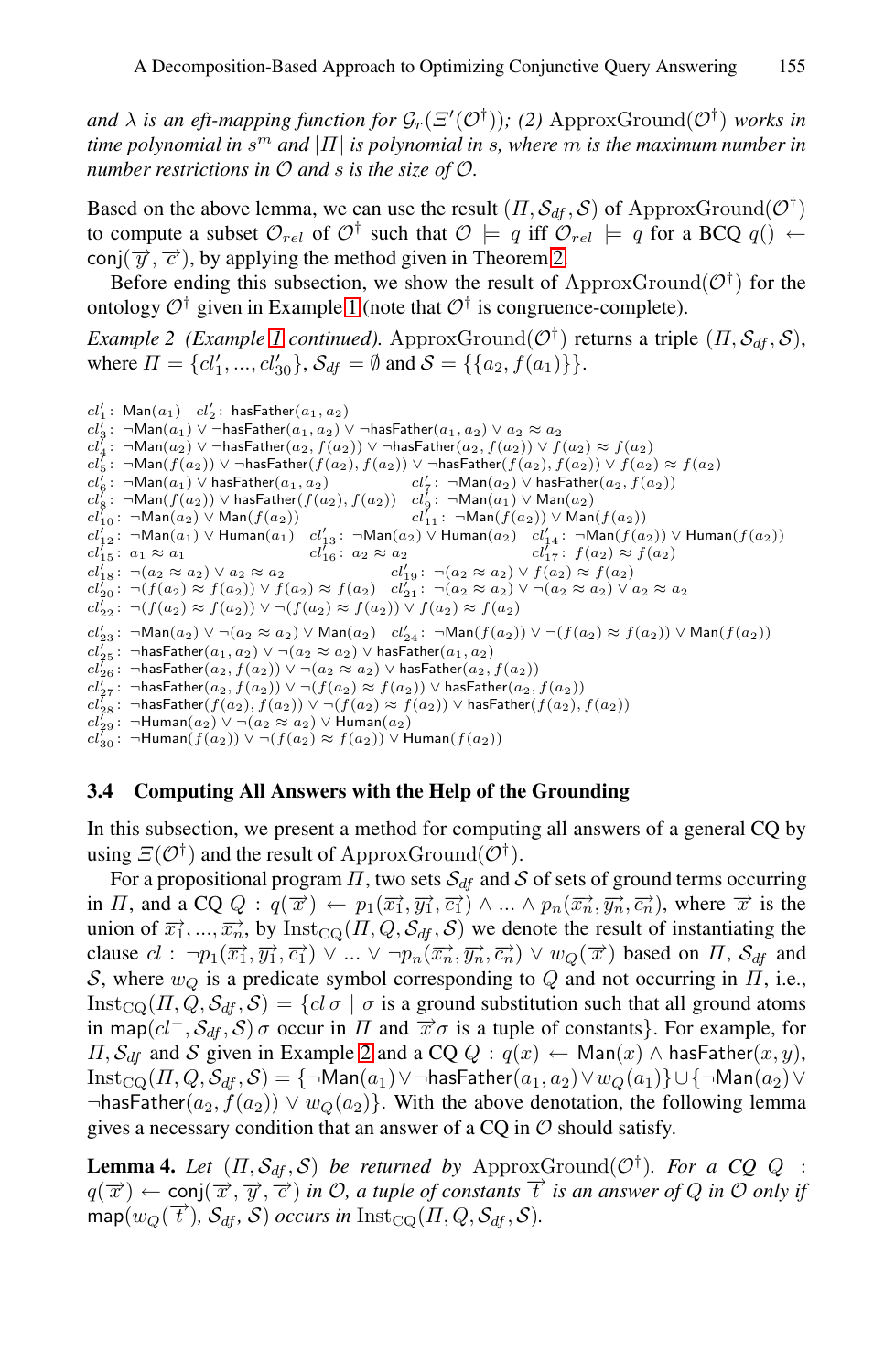*and $\lambda$ is an eft-mapping function for $\mathcal{G}_r(\Xi'(\mathcal{O}^\dagger))$; (2)* $\text{ApproxGround}(\mathcal{O}^\dagger)$ *works in time polynomial in $s^m$ and $|\Pi|$ is polynomial in $s$, where $m$ is the maximum number in number restrictions in $\mathcal{O}$ and $s$ is the size of $\mathcal{O}$.*

Based on the above lemma, we can use the result $(\Pi, \mathcal{S}_{df}, \mathcal{S})$ of $\text{ApproxGround}(\mathcal{O}^\dagger)$ to compute a subset $\mathcal{O}_{rel}$ of $\mathcal{O}^\dagger$ such that $\mathcal{O} \models q$ iff $\mathcal{O}_{rel} \models q$ for a BCQ $q() \leftarrow \mathsf{conj}(\overrightarrow{y}, \overrightarrow{c})$, by applying the method given in Theorem 2.

Before ending this subsection, we show the result of $\text{ApproxGround}(\mathcal{O}^\dagger)$ for the ontology $\mathcal{O}^\dagger$ given in Example 1 (note that $\mathcal{O}^\dagger$ is congruence-complete).

*Example 2 (Example 1 continued).* $\text{ApproxGround}(\mathcal{O}^\dagger)$ returns a triple $(\Pi, \mathcal{S}_{df}, \mathcal{S})$, where $\Pi = \{cl'_1, ..., cl'_{30}\}$, $\mathcal{S}_{df} = \emptyset$ and $\mathcal{S} = \{\{a_2, f(a_1)\}\}$.

$cl'_1:\ \mathsf{Man}(a_1)$ $\quad cl'_2:\ \mathsf{hasFather}(a_1, a_2)$
$cl'_3:\ \neg\mathsf{Man}(a_1) \vee \neg\mathsf{hasFather}(a_1, a_2) \vee \neg\mathsf{hasFather}(a_1, a_2) \vee a_2 \approx a_2$
$cl'_4:\ \neg\mathsf{Man}(a_2) \vee \neg\mathsf{hasFather}(a_2, f(a_2)) \vee \neg\mathsf{hasFather}(a_2, f(a_2)) \vee f(a_2) \approx f(a_2)$
$cl'_5:\ \neg\mathsf{Man}(f(a_2)) \vee \neg\mathsf{hasFather}(f(a_2), f(a_2)) \vee \neg\mathsf{hasFather}(f(a_2), f(a_2)) \vee f(a_2) \approx f(a_2)$
$cl'_6:\ \neg\mathsf{Man}(a_1) \vee \mathsf{hasFather}(a_1, a_2)$ $\quad cl'_7:\ \neg\mathsf{Man}(a_2) \vee \mathsf{hasFather}(a_2, f(a_2))$
$cl'_8:\ \neg\mathsf{Man}(f(a_2)) \vee \mathsf{hasFather}(f(a_2), f(a_2))$ $\quad cl'_9:\ \neg\mathsf{Man}(a_1) \vee \mathsf{Man}(a_2)$
$cl'_{10}:\ \neg\mathsf{Man}(a_2) \vee \mathsf{Man}(f(a_2))$ $\quad cl'_{11}:\ \neg\mathsf{Man}(f(a_2)) \vee \mathsf{Man}(f(a_2))$
$cl'_{12}:\ \neg\mathsf{Man}(a_1) \vee \mathsf{Human}(a_1)$ $\quad cl'_{13}:\ \neg\mathsf{Man}(a_2) \vee \mathsf{Human}(a_2)$ $\quad cl'_{14}:\ \neg\mathsf{Man}(f(a_2)) \vee \mathsf{Human}(f(a_2))$
$cl'_{15}:\ a_1 \approx a_1$ $\quad cl'_{16}:\ a_2 \approx a_2$ $\quad cl'_{17}:\ f(a_2) \approx f(a_2)$
$cl'_{18}:\ \neg(a_2 \approx a_2) \vee a_2 \approx a_2$ $\quad cl'_{19}:\ \neg(a_2 \approx a_2) \vee f(a_2) \approx f(a_2)$
$cl'_{20}:\ \neg(f(a_2) \approx f(a_2)) \vee f(a_2) \approx f(a_2)$ $\quad cl'_{21}:\ \neg(a_2 \approx a_2) \vee \neg(a_2 \approx a_2) \vee a_2 \approx a_2$
$cl'_{22}:\ \neg(f(a_2) \approx f(a_2)) \vee \neg(f(a_2) \approx f(a_2)) \vee f(a_2) \approx f(a_2)$
$cl'_{23}:\ \neg\mathsf{Man}(a_2) \vee \neg(a_2 \approx a_2) \vee \mathsf{Man}(a_2)$ $\quad cl'_{24}:\ \neg\mathsf{Man}(f(a_2)) \vee \neg(f(a_2) \approx f(a_2)) \vee \mathsf{Man}(f(a_2))$
$cl'_{25}:\ \neg\mathsf{hasFather}(a_1, a_2) \vee \neg(a_2 \approx a_2) \vee \mathsf{hasFather}(a_1, a_2)$
$cl'_{26}:\ \neg\mathsf{hasFather}(a_2, f(a_2)) \vee \neg(a_2 \approx a_2) \vee \mathsf{hasFather}(a_2, f(a_2))$
$cl'_{27}:\ \neg\mathsf{hasFather}(a_2, f(a_2)) \vee \neg(f(a_2) \approx f(a_2)) \vee \mathsf{hasFather}(a_2, f(a_2))$
$cl'_{28}:\ \neg\mathsf{hasFather}(f(a_2), f(a_2)) \vee \neg(f(a_2) \approx f(a_2)) \vee \mathsf{hasFather}(f(a_2), f(a_2))$
$cl'_{29}:\ \neg\mathsf{Human}(a_2) \vee \neg(a_2 \approx a_2) \vee \mathsf{Human}(a_2)$
$cl'_{30}:\ \neg\mathsf{Human}(f(a_2)) \vee \neg(f(a_2) \approx f(a_2)) \vee \mathsf{Human}(f(a_2))$

### 3.4 Computing All Answers with the Help of the Grounding

In this subsection, we present a method for computing all answers of a general CQ by using $\Xi(\mathcal{O}^\dagger)$ and the result of $\text{ApproxGround}(\mathcal{O}^\dagger)$.

For a propositional program $\Pi$, two sets $\mathcal{S}_{df}$ and $\mathcal{S}$ of sets of ground terms occurring in $\Pi$, and a CQ $Q : q(\overrightarrow{x}) \leftarrow p_1(\overrightarrow{x_1}, \overrightarrow{y_1}, \overrightarrow{c_1}) \wedge ... \wedge p_n(\overrightarrow{x_n}, \overrightarrow{y_n}, \overrightarrow{c_n})$, where $\overrightarrow{x}$ is the union of $\overrightarrow{x_1}, ..., \overrightarrow{x_n}$, by $\text{Inst}_{\text{CQ}}(\Pi, Q, \mathcal{S}_{df}, \mathcal{S})$ we denote the result of instantiating the clause $cl : \neg p_1(\overrightarrow{x_1}, \overrightarrow{y_1}, \overrightarrow{c_1}) \vee ... \vee \neg p_n(\overrightarrow{x_n}, \overrightarrow{y_n}, \overrightarrow{c_n}) \vee w_Q(\overrightarrow{x})$ based on $\Pi$, $\mathcal{S}_{df}$ and $\mathcal{S}$, where $w_Q$ is a predicate symbol corresponding to $Q$ and not occurring in $\Pi$, i.e., $\text{Inst}_{\text{CQ}}(\Pi, Q, \mathcal{S}_{df}, \mathcal{S}) = \{cl\,\sigma \mid \sigma$ is a ground substitution such that all ground atoms in $\mathsf{map}(cl^-, \mathcal{S}_{df}, \mathcal{S})\,\sigma$ occur in $\Pi$ and $\overrightarrow{x}\sigma$ is a tuple of constants$\}$. For example, for $\Pi$, $\mathcal{S}_{df}$ and $\mathcal{S}$ given in Example 2 and a CQ $Q : q(x) \leftarrow \mathsf{Man}(x) \wedge \mathsf{hasFather}(x, y)$, $\text{Inst}_{\text{CQ}}(\Pi, Q, \mathcal{S}_{df}, \mathcal{S}) = \{\neg\mathsf{Man}(a_1) \vee \neg\mathsf{hasFather}(a_1, a_2) \vee w_Q(a_1)\} \cup \{\neg\mathsf{Man}(a_2) \vee \neg\mathsf{hasFather}(a_2, f(a_2)) \vee w_Q(a_2)\}$. With the above denotation, the following lemma gives a necessary condition that an answer of a CQ in $\mathcal{O}$ should satisfy.

**Lemma 4.** *Let $(\Pi, \mathcal{S}_{df}, \mathcal{S})$ be returned by* $\text{ApproxGround}(\mathcal{O}^\dagger)$*. For a CQ $Q : q(\overrightarrow{x}) \leftarrow \mathsf{conj}(\overrightarrow{x}, \overrightarrow{y}, \overrightarrow{c})$ in $\mathcal{O}$, a tuple of constants $\overrightarrow{t}$ is an answer of $Q$ in $\mathcal{O}$ only if $\mathsf{map}(w_Q(\overrightarrow{t}), \mathcal{S}_{df}, \mathcal{S})$ occurs in $\text{Inst}_{\text{CQ}}(\Pi, Q, \mathcal{S}_{df}, \mathcal{S})$.*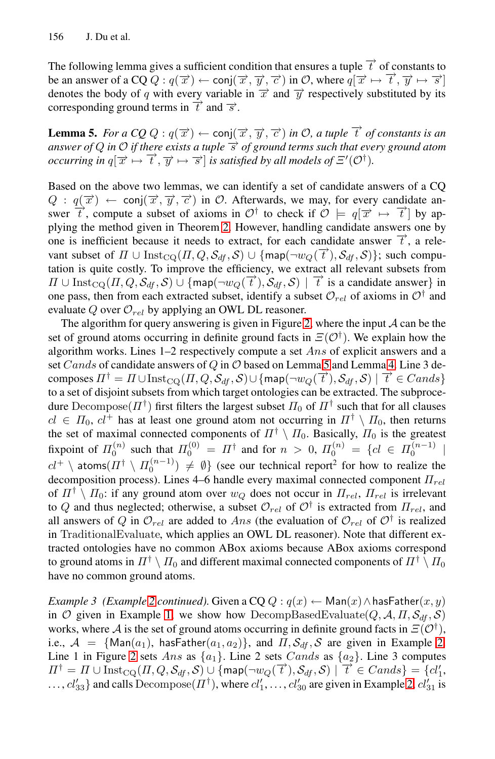The following lemma gives a sufficient condition that ensures a tuple $\overrightarrow{t}$ of constants to be an answer of a CQ $Q : q(\overrightarrow{x}) \leftarrow \mathsf{conj}(\overrightarrow{x}, \overrightarrow{y}, \overrightarrow{c})$ in $\mathcal{O}$, where $q[\overrightarrow{x} \mapsto \overrightarrow{t}, \overrightarrow{y} \mapsto \overrightarrow{s}]$ denotes the body of $q$ with every variable in $\overrightarrow{x}$ and $\overrightarrow{y}$ respectively substituted by its corresponding ground terms in $\overrightarrow{t}$ and $\overrightarrow{s}$.

**Lemma 5.** *For a CQ $Q : q(\overrightarrow{x}) \leftarrow \mathsf{conj}(\overrightarrow{x}, \overrightarrow{y}, \overrightarrow{c})$ in $\mathcal{O}$, a tuple $\overrightarrow{t}$ of constants is an answer of $Q$ in $\mathcal{O}$ if there exists a tuple $\overrightarrow{s}$ of ground terms such that every ground atom occurring in $q[\overrightarrow{x} \mapsto \overrightarrow{t}, \overrightarrow{y} \mapsto \overrightarrow{s}]$ is satisfied by all models of $\Xi'(\mathcal{O}^\dagger)$.*

Based on the above two lemmas, we can identify a set of candidate answers of a CQ $Q : q(\overrightarrow{x}) \leftarrow \mathsf{conj}(\overrightarrow{x}, \overrightarrow{y}, \overrightarrow{c})$ in $\mathcal{O}$. Afterwards, we may, for every candidate answer $\overrightarrow{t}$, compute a subset of axioms in $\mathcal{O}^\dagger$ to check if $\mathcal{O} \models q[\overrightarrow{x} \mapsto \overrightarrow{t}]$ by applying the method given in Theorem 2. However, handling candidate answers one by one is inefficient because it needs to extract, for each candidate answer $\overrightarrow{t}$, a relevant subset of $\Pi \cup \mathrm{Inst}_{\mathrm{CQ}}(\Pi, Q, \mathcal{S}_{df}, \mathcal{S}) \cup \{\mathsf{map}(\neg w_Q(\overrightarrow{t}), \mathcal{S}_{df}, \mathcal{S})\}$; such computation is quite costly. To improve the efficiency, we extract all relevant subsets from $\Pi \cup \mathrm{Inst}_{\mathrm{CQ}}(\Pi, Q, \mathcal{S}_{df}, \mathcal{S}) \cup \{\mathsf{map}(\neg w_Q(\overrightarrow{t}), \mathcal{S}_{df}, \mathcal{S}) \mid \overrightarrow{t}$ is a candidate answer$\}$ in one pass, then from each extracted subset, identify a subset $\mathcal{O}_{rel}$ of axioms in $\mathcal{O}^\dagger$ and evaluate $Q$ over $\mathcal{O}_{rel}$ by applying an OWL DL reasoner.

The algorithm for query answering is given in Figure 2, where the input $\mathcal{A}$ can be the set of ground atoms occurring in definite ground facts in $\Xi(\mathcal{O}^\dagger)$. We explain how the algorithm works. Lines 1–2 respectively compute a set $Ans$ of explicit answers and a set $Cands$ of candidate answers of $Q$ in $\mathcal{O}$ based on Lemma 5 and Lemma 4. Line 3 decomposes $\Pi^\dagger = \Pi \cup \mathrm{Inst}_{\mathrm{CQ}}(\Pi, Q, \mathcal{S}_{df}, \mathcal{S}) \cup \{\mathsf{map}(\neg w_Q(\overrightarrow{t}), \mathcal{S}_{df}, \mathcal{S}) \mid \overrightarrow{t} \in Cands\}$ to a set of disjoint subsets from which target ontologies can be extracted. The subprocedure $\mathrm{Decompose}(\Pi^\dagger)$ first filters the largest subset $\Pi_0$ of $\Pi^\dagger$ such that for all clauses $cl \in \Pi_0$, $cl^+$ has at least one ground atom not occurring in $\Pi^\dagger \setminus \Pi_0$, then returns the set of maximal connected components of $\Pi^\dagger \setminus \Pi_0$. Basically, $\Pi_0$ is the greatest fixpoint of $\Pi_0^{(n)}$ such that $\Pi_0^{(0)} = \Pi^\dagger$ and for $n > 0$, $\Pi_0^{(n)} = \{cl \in \Pi_0^{(n-1)} \mid cl^+ \setminus \mathsf{atoms}(\Pi^\dagger \setminus \Pi_0^{(n-1)}) \neq \emptyset\}$ (see our technical report[2] for how to realize the decomposition process). Lines 4–6 handle every maximal connected component $\Pi_{rel}$ of $\Pi^\dagger \setminus \Pi_0$: if any ground atom over $w_Q$ does not occur in $\Pi_{rel}$, $\Pi_{rel}$ is irrelevant to $Q$ and thus neglected; otherwise, a subset $\mathcal{O}_{rel}$ of $\mathcal{O}^\dagger$ is extracted from $\Pi_{rel}$, and all answers of $Q$ in $\mathcal{O}_{rel}$ are added to $Ans$ (the evaluation of $\mathcal{O}_{rel}$ of $\mathcal{O}^\dagger$ is realized in TraditionalEvaluate, which applies an OWL DL reasoner). Note that different extracted ontologies have no common ABox axioms because ABox axioms correspond to ground atoms in $\Pi^\dagger \setminus \Pi_0$ and different maximal connected components of $\Pi^\dagger \setminus \Pi_0$ have no common ground atoms.

*Example 3 (Example 2 continued).* Given a CQ $Q : q(x) \leftarrow \mathsf{Man}(x) \wedge \mathsf{hasFather}(x, y)$ in $\mathcal{O}$ given in Example 1, we show how $\mathrm{DecompBasedEvaluate}(Q, \mathcal{A}, \Pi, \mathcal{S}_{df}, \mathcal{S})$ works, where $\mathcal{A}$ is the set of ground atoms occurring in definite ground facts in $\Xi(\mathcal{O}^\dagger)$, i.e., $\mathcal{A} = \{\mathsf{Man}(a_1), \mathsf{hasFather}(a_1, a_2)\}$, and $\Pi, \mathcal{S}_{df}, \mathcal{S}$ are given in Example 2. Line 1 in Figure 2 sets $Ans$ as $\{a_1\}$. Line 2 sets $Cands$ as $\{a_2\}$. Line 3 computes $\Pi^\dagger = \Pi \cup \mathrm{Inst}_{\mathrm{CQ}}(\Pi, Q, \mathcal{S}_{df}, \mathcal{S}) \cup \{\mathsf{map}(\neg w_Q(\overrightarrow{t}), \mathcal{S}_{df}, \mathcal{S}) \mid \overrightarrow{t} \in Cands\} = \{cl'_1, \ldots, cl'_{33}\}$ and calls $\mathrm{Decompose}(\Pi^\dagger)$, where $cl'_1, \ldots, cl'_{30}$ are given in Example 2, $cl'_{31}$ is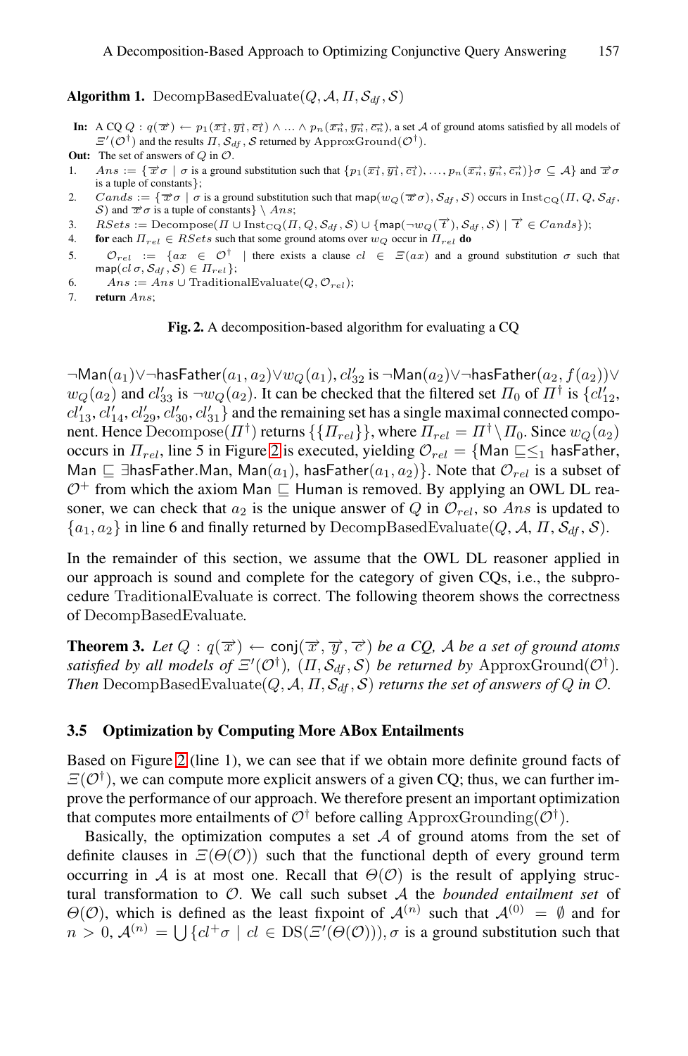**Algorithm 1.** DecompBasedEvaluate($Q, \mathcal{A}, \Pi, \mathcal{S}_{df}, \mathcal{S}$)

**In:** A CQ $Q : q(\overrightarrow{x}) \leftarrow p_1(\overrightarrow{x_1}, \overrightarrow{y_1}, \overrightarrow{c_1}) \wedge ... \wedge p_n(\overrightarrow{x_n}, \overrightarrow{y_n}, \overrightarrow{c_n})$, a set $\mathcal{A}$ of ground atoms satisfied by all models of $\Xi'(\mathcal{O}^\dagger)$ and the results $\Pi, \mathcal{S}_{df}, \mathcal{S}$ returned by ApproxGround($\mathcal{O}^\dagger$).

**Out:** The set of answers of $Q$ in $\mathcal{O}$.

1. $Ans := \{\overrightarrow{x}\sigma \mid \sigma$ is a ground substitution such that $\{p_1(\overrightarrow{x_1}, \overrightarrow{y_1}, \overrightarrow{c_1}), \ldots, p_n(\overrightarrow{x_n}, \overrightarrow{y_n}, \overrightarrow{c_n})\}\sigma \subseteq \mathcal{A}\}$ and $\overrightarrow{x}\sigma$ is a tuple of constants};
2. $Cands := \{\overrightarrow{x}\sigma \mid \sigma$ is a ground substitution such that $\mathsf{map}(w_Q(\overrightarrow{x}\sigma), \mathcal{S}_{df}, \mathcal{S})$ occurs in $\mathrm{Inst}_{\mathrm{CQ}}(\Pi, Q, \mathcal{S}_{df}, \mathcal{S})$ and $\overrightarrow{x}\sigma$ is a tuple of constants} $\setminus Ans$;
3. $RSets :=$ Decompose($\Pi \cup \mathrm{Inst}_{\mathrm{CQ}}(\Pi, Q, \mathcal{S}_{df}, \mathcal{S}) \cup \{\mathsf{map}(\neg w_Q(\overrightarrow{t}), \mathcal{S}_{df}, \mathcal{S}) \mid \overrightarrow{t} \in Cands\}$);
4. **for** each $\Pi_{rel} \in RSets$ such that some ground atoms over $w_Q$ occur in $\Pi_{rel}$ **do**
5. $\quad\mathcal{O}_{rel} := \{ax \in \mathcal{O}^\dagger \mid$ there exists a clause $cl \in \Xi(ax)$ and a ground substitution $\sigma$ such that $\mathsf{map}(cl\,\sigma, \mathcal{S}_{df}, \mathcal{S}) \in \Pi_{rel}\}$;
6. $\quad Ans := Ans \cup$ TraditionalEvaluate($Q, \mathcal{O}_{rel}$);
7. **return** $Ans$;

**Fig. 2.** A decomposition-based algorithm for evaluating a CQ

$\neg\mathsf{Man}(a_1) \vee \neg\mathsf{hasFather}(a_1, a_2) \vee w_Q(a_1)$, $cl'_{32}$ is $\neg\mathsf{Man}(a_2) \vee \neg\mathsf{hasFather}(a_2, f(a_2)) \vee w_Q(a_2)$ and $cl'_{33}$ is $\neg w_Q(a_2)$. It can be checked that the filtered set $\Pi_0$ of $\Pi^\dagger$ is $\{cl'_{12}, cl'_{13}, cl'_{14}, cl'_{29}, cl'_{30}, cl'_{31}\}$ and the remaining set has a single maximal connected component. Hence Decompose($\Pi^\dagger$) returns $\{\{\Pi_{rel}\}\}$, where $\Pi_{rel} = \Pi^\dagger \setminus \Pi_0$. Since $w_Q(a_2)$ occurs in $\Pi_{rel}$, line 5 in Figure 2 is executed, yielding $\mathcal{O}_{rel} = \{\mathsf{Man} \sqsubseteq \leq_1 \mathsf{hasFather}, \mathsf{Man} \sqsubseteq \exists\mathsf{hasFather}.\mathsf{Man}, \mathsf{Man}(a_1), \mathsf{hasFather}(a_1, a_2)\}$. Note that $\mathcal{O}_{rel}$ is a subset of $\mathcal{O}^+$ from which the axiom $\mathsf{Man} \sqsubseteq \mathsf{Human}$ is removed. By applying an OWL DL reasoner, we can check that $a_2$ is the unique answer of $Q$ in $\mathcal{O}_{rel}$, so $Ans$ is updated to $\{a_1, a_2\}$ in line 6 and finally returned by DecompBasedEvaluate($Q, \mathcal{A}, \Pi, \mathcal{S}_{df}, \mathcal{S}$).

In the remainder of this section, we assume that the OWL DL reasoner applied in our approach is sound and complete for the category of given CQs, i.e., the subprocedure TraditionalEvaluate is correct. The following theorem shows the correctness of DecompBasedEvaluate.

**Theorem 3.** *Let $Q : q(\overrightarrow{x}) \leftarrow \mathsf{conj}(\overrightarrow{x}, \overrightarrow{y}, \overrightarrow{c})$ be a CQ, $\mathcal{A}$ be a set of ground atoms satisfied by all models of $\Xi'(\mathcal{O}^\dagger)$, $(\Pi, \mathcal{S}_{df}, \mathcal{S})$ be returned by* ApproxGround($\mathcal{O}^\dagger$)*. Then* DecompBasedEvaluate($Q, \mathcal{A}, \Pi, \mathcal{S}_{df}, \mathcal{S}$) *returns the set of answers of $Q$ in $\mathcal{O}$.*

### 3.5 Optimization by Computing More ABox Entailments

Based on Figure 2 (line 1), we can see that if we obtain more definite ground facts of $\Xi(\mathcal{O}^\dagger)$, we can compute more explicit answers of a given CQ; thus, we can further improve the performance of our approach. We therefore present an important optimization that computes more entailments of $\mathcal{O}^\dagger$ before calling ApproxGrounding($\mathcal{O}^\dagger$).

Basically, the optimization computes a set $\mathcal{A}$ of ground atoms from the set of definite clauses in $\Xi(\Theta(\mathcal{O}))$ such that the functional depth of every ground term occurring in $\mathcal{A}$ is at most one. Recall that $\Theta(\mathcal{O})$ is the result of applying structural transformation to $\mathcal{O}$. We call such subset $\mathcal{A}$ the *bounded entailment set* of $\Theta(\mathcal{O})$, which is defined as the least fixpoint of $\mathcal{A}^{(n)}$ such that $\mathcal{A}^{(0)} = \emptyset$ and for $n > 0$, $\mathcal{A}^{(n)} = \bigcup\{cl^+\sigma \mid cl \in \mathrm{DS}(\Xi'(\Theta(\mathcal{O}))), \sigma$ is a ground substitution such that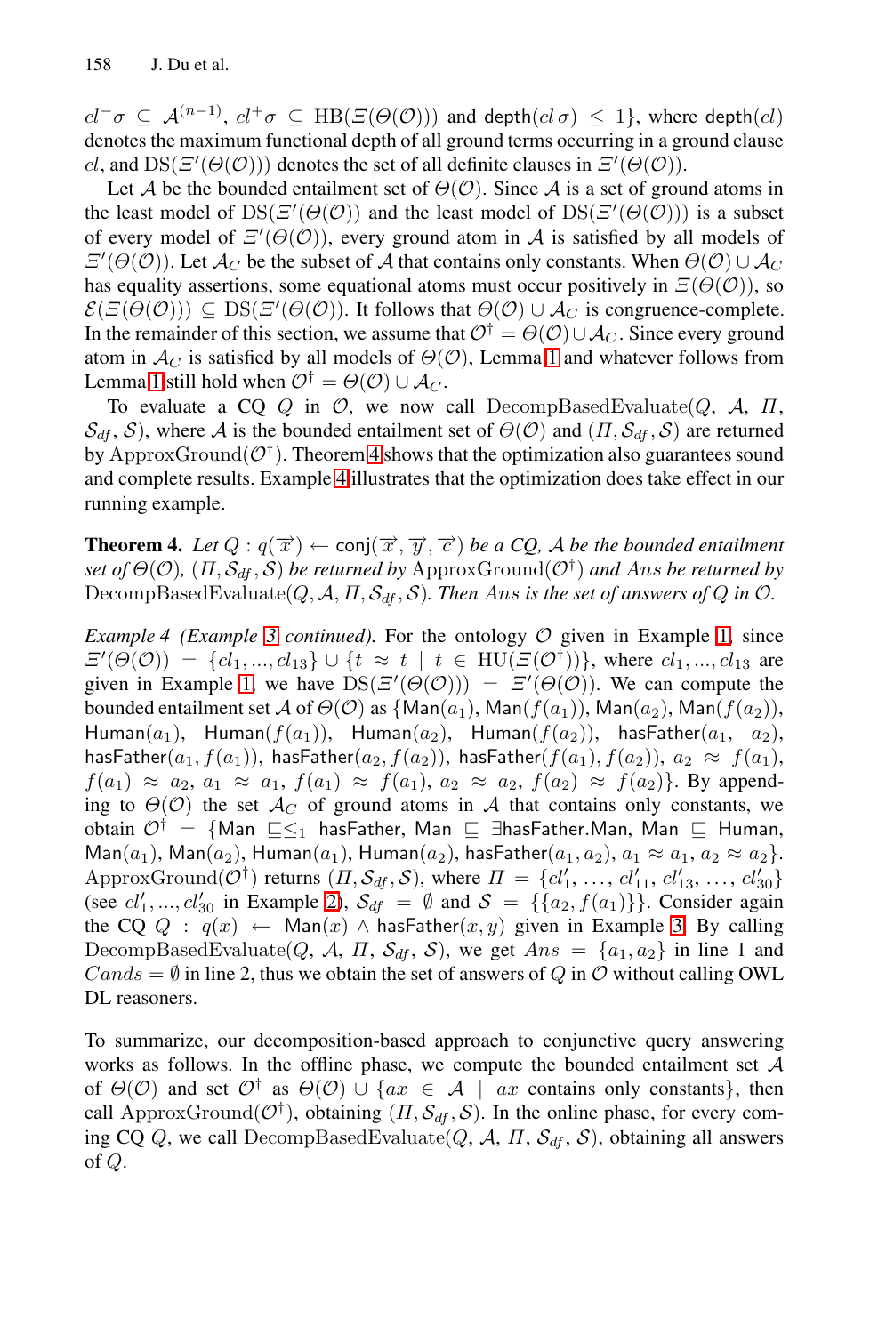$cl^{-}\sigma \subseteq \mathcal{A}^{(n-1)}$, $cl^{+}\sigma \subseteq \mathrm{HB}(\Xi(\Theta(\mathcal{O})))$ and $\mathsf{depth}(cl\,\sigma) \leq 1\}$, where $\mathsf{depth}(cl)$ denotes the maximum functional depth of all ground terms occurring in a ground clause $cl$, and $\mathrm{DS}(\Xi'(\Theta(\mathcal{O})))$ denotes the set of all definite clauses in $\Xi'(\Theta(\mathcal{O}))$.

Let $\mathcal{A}$ be the bounded entailment set of $\Theta(\mathcal{O})$. Since $\mathcal{A}$ is a set of ground atoms in the least model of $\mathrm{DS}(\Xi'(\Theta(\mathcal{O}))$ and the least model of $\mathrm{DS}(\Xi'(\Theta(\mathcal{O})))$ is a subset of every model of $\Xi'(\Theta(\mathcal{O}))$, every ground atom in $\mathcal{A}$ is satisfied by all models of $\Xi'(\Theta(\mathcal{O}))$. Let $\mathcal{A}_C$ be the subset of $\mathcal{A}$ that contains only constants. When $\Theta(\mathcal{O}) \cup \mathcal{A}_C$ has equality assertions, some equational atoms must occur positively in $\Xi(\Theta(\mathcal{O}))$, so $\mathcal{E}(\Xi(\Theta(\mathcal{O}))) \subseteq \mathrm{DS}(\Xi'(\Theta(\mathcal{O}))$. It follows that $\Theta(\mathcal{O}) \cup \mathcal{A}_C$ is congruence-complete. In the remainder of this section, we assume that $\mathcal{O}^{\dagger} = \Theta(\mathcal{O}) \cup \mathcal{A}_C$. Since every ground atom in $\mathcal{A}_C$ is satisfied by all models of $\Theta(\mathcal{O})$, Lemma 1 and whatever follows from Lemma 1 still hold when $\mathcal{O}^{\dagger} = \Theta(\mathcal{O}) \cup \mathcal{A}_C$.

To evaluate a CQ $Q$ in $\mathcal{O}$, we now call $\mathrm{DecompBasedEvaluate}(Q, \mathcal{A}, \Pi, \mathcal{S}_{df}, \mathcal{S})$, where $\mathcal{A}$ is the bounded entailment set of $\Theta(\mathcal{O})$ and $(\Pi, \mathcal{S}_{df}, \mathcal{S})$ are returned by $\mathrm{ApproxGround}(\mathcal{O}^{\dagger})$. Theorem 4 shows that the optimization also guarantees sound and complete results. Example 4 illustrates that the optimization does take effect in our running example.

**Theorem 4.** *Let $Q : q(\overrightarrow{x}) \leftarrow \mathsf{conj}(\overrightarrow{x}, \overrightarrow{y}, \overrightarrow{c})$ be a CQ, $\mathcal{A}$ be the bounded entailment set of $\Theta(\mathcal{O})$, $(\Pi, \mathcal{S}_{df}, \mathcal{S})$ be returned by $\mathrm{ApproxGround}(\mathcal{O}^{\dagger})$ and $Ans$ be returned by $\mathrm{DecompBasedEvaluate}(Q, \mathcal{A}, \Pi, \mathcal{S}_{df}, \mathcal{S})$. Then $Ans$ is the set of answers of $Q$ in $\mathcal{O}$.*

*Example 4 (Example 3 continued).* For the ontology $\mathcal{O}$ given in Example 1, since $\Xi'(\Theta(\mathcal{O})) = \{cl_1, ..., cl_{13}\} \cup \{t \approx t \mid t \in \mathrm{HU}(\Xi(\mathcal{O}^{\dagger}))\}$, where $cl_1, ..., cl_{13}$ are given in Example 1, we have $\mathrm{DS}(\Xi'(\Theta(\mathcal{O}))) = \Xi'(\Theta(\mathcal{O}))$. We can compute the bounded entailment set $\mathcal{A}$ of $\Theta(\mathcal{O})$ as $\{\mathsf{Man}(a_1), \mathsf{Man}(f(a_1)), \mathsf{Man}(a_2), \mathsf{Man}(f(a_2)), \mathsf{Human}(a_1), \mathsf{Human}(f(a_1)), \mathsf{Human}(a_2), \mathsf{Human}(f(a_2)), \mathsf{hasFather}(a_1, a_2), \mathsf{hasFather}(a_1, f(a_1)), \mathsf{hasFather}(a_2, f(a_2)), \mathsf{hasFather}(f(a_1), f(a_2)), a_2 \approx f(a_1), f(a_1) \approx a_2, a_1 \approx a_1, f(a_1) \approx f(a_1), a_2 \approx a_2, f(a_2) \approx f(a_2)\}$. By appending to $\Theta(\mathcal{O})$ the set $\mathcal{A}_C$ of ground atoms in $\mathcal{A}$ that contains only constants, we obtain $\mathcal{O}^{\dagger} = \{\mathsf{Man} \sqsubseteq_{\leq 1} \mathsf{hasFather}, \mathsf{Man} \sqsubseteq \exists\mathsf{hasFather}.\mathsf{Man}, \mathsf{Man} \sqsubseteq \mathsf{Human}, \mathsf{Man}(a_1), \mathsf{Man}(a_2), \mathsf{Human}(a_1), \mathsf{Human}(a_2), \mathsf{hasFather}(a_1, a_2), a_1 \approx a_1, a_2 \approx a_2\}$. $\mathrm{ApproxGround}(\mathcal{O}^{\dagger})$ returns $(\Pi, \mathcal{S}_{df}, \mathcal{S})$, where $\Pi = \{cl'_1, \ldots, cl'_{11}, cl'_{13}, \ldots, cl'_{30}\}$ (see $cl'_1, ..., cl'_{30}$ in Example 2), $\mathcal{S}_{df} = \emptyset$ and $\mathcal{S} = \{\{a_2, f(a_1)\}\}$. Consider again the CQ $Q : q(x) \leftarrow \mathsf{Man}(x) \wedge \mathsf{hasFather}(x, y)$ given in Example 3. By calling $\mathrm{DecompBasedEvaluate}(Q, \mathcal{A}, \Pi, \mathcal{S}_{df}, \mathcal{S})$, we get $Ans = \{a_1, a_2\}$ in line 1 and $Cands = \emptyset$ in line 2, thus we obtain the set of answers of $Q$ in $\mathcal{O}$ without calling OWL DL reasoners.

To summarize, our decomposition-based approach to conjunctive query answering works as follows. In the offline phase, we compute the bounded entailment set $\mathcal{A}$ of $\Theta(\mathcal{O})$ and set $\mathcal{O}^{\dagger}$ as $\Theta(\mathcal{O}) \cup \{ax \in \mathcal{A} \mid ax$ contains only constants$\}$, then call $\mathrm{ApproxGround}(\mathcal{O}^{\dagger})$, obtaining $(\Pi, \mathcal{S}_{df}, \mathcal{S})$. In the online phase, for every coming CQ $Q$, we call $\mathrm{DecompBasedEvaluate}(Q, \mathcal{A}, \Pi, \mathcal{S}_{df}, \mathcal{S})$, obtaining all answers of $Q$.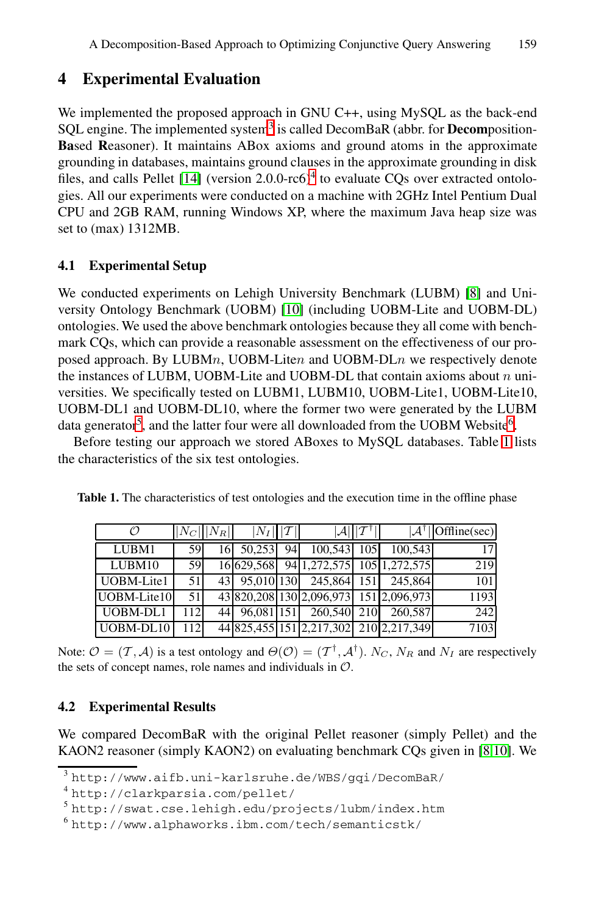## 4 Experimental Evaluation

We implemented the proposed approach in GNU C++, using MySQL as the back-end SQL engine. The implemented system[3] is called DecomBaR (abbr. for **Decom**position-**Ba**sed **R**easoner). It maintains ABox axioms and ground atoms in the approximate grounding in databases, maintains ground clauses in the approximate grounding in disk files, and calls Pellet [14] (version 2.0.0-rc6)[4] to evaluate CQs over extracted ontologies. All our experiments were conducted on a machine with 2GHz Intel Pentium Dual CPU and 2GB RAM, running Windows XP, where the maximum Java heap size was set to (max) 1312MB.

### 4.1 Experimental Setup

We conducted experiments on Lehigh University Benchmark (LUBM) [8] and University Ontology Benchmark (UOBM) [10] (including UOBM-Lite and UOBM-DL) ontologies. We used the above benchmark ontologies because they all come with benchmark CQs, which can provide a reasonable assessment on the effectiveness of our proposed approach. By LUBM$n$, UOBM-Lite$n$ and UOBM-DL$n$ we respectively denote the instances of LUBM, UOBM-Lite and UOBM-DL that contain axioms about $n$ universities. We specifically tested on LUBM1, LUBM10, UOBM-Lite1, UOBM-Lite10, UOBM-DL1 and UOBM-DL10, where the former two were generated by the LUBM data generator[5], and the latter four were all downloaded from the UOBM Website[6].

Before testing our approach we stored ABoxes to MySQL databases. Table 1 lists the characteristics of the six test ontologies.

**Table 1.** The characteristics of test ontologies and the execution time in the offline phase

| $\mathcal{O}$ | $\|N_C\|$ | $\|N_R\|$ | $\|N_I\|$ | $\|\mathcal{T}\|$ | $\|\mathcal{A}\|$ | $\|\mathcal{T}^\dagger\|$ | $\|\mathcal{A}^\dagger\|$ | Offline(sec) |
|---|---|---|---|---|---|---|---|---|
| LUBM1 | 59 | 16 | 50,253 | 94 | 100,543 | 105 | 100,543 | 17 |
| LUBM10 | 59 | 16 | 629,568 | 94 | 1,272,575 | 105 | 1,272,575 | 219 |
| UOBM-Lite1 | 51 | 43 | 95,010 | 130 | 245,864 | 151 | 245,864 | 101 |
| UOBM-Lite10 | 51 | 43 | 820,208 | 130 | 2,096,973 | 151 | 2,096,973 | 1193 |
| UOBM-DL1 | 112 | 44 | 96,081 | 151 | 260,540 | 210 | 260,587 | 242 |
| UOBM-DL10 | 112 | 44 | 825,455 | 151 | 2,217,302 | 210 | 2,217,349 | 7103 |

Note: $\mathcal{O} = (\mathcal{T}, \mathcal{A})$ is a test ontology and $\Theta(\mathcal{O}) = (\mathcal{T}^\dagger, \mathcal{A}^\dagger)$. $N_C$, $N_R$ and $N_I$ are respectively the sets of concept names, role names and individuals in $\mathcal{O}$.

### 4.2 Experimental Results

We compared DecomBaR with the original Pellet reasoner (simply Pellet) and the KAON2 reasoner (simply KAON2) on evaluating benchmark CQs given in [8,10]. We

[3] http://www.aifb.uni-karlsruhe.de/WBS/gqi/DecomBaR/

[4] http://clarkparsia.com/pellet/

[5] http://swat.cse.lehigh.edu/projects/lubm/index.htm

[6] http://www.alphaworks.ibm.com/tech/semanticstk/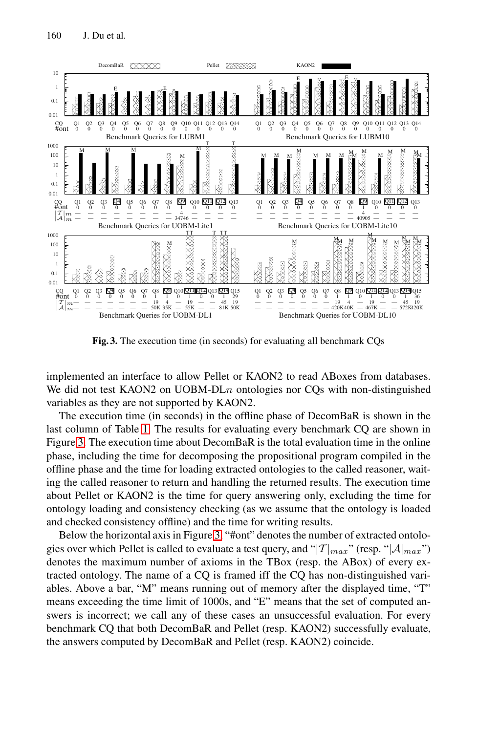**Fig. 3.** The execution time (in seconds) for evaluating all benchmark CQs

implemented an interface to allow Pellet or KAON2 to read ABoxes from databases. We did not test KAON2 on UOBM-DL$n$ ontologies nor CQs with non-distinguished variables as they are not supported by KAON2.

The execution time (in seconds) in the offline phase of DecomBaR is shown in the last column of Table 1. The results for evaluating every benchmark CQ are shown in Figure 3. The execution time about DecomBaR is the total evaluation time in the online phase, including the time for decomposing the propositional program compiled in the offline phase and the time for loading extracted ontologies to the called reasoner, waiting the called reasoner to return and handling the returned results. The execution time about Pellet or KAON2 is the time for query answering only, excluding the time for ontology loading and consistency checking (as we assume that the ontology is loaded and checked consistency offline) and the time for writing results.

Below the horizontal axis in Figure 3, "#ont" denotes the number of extracted ontologies over which Pellet is called to evaluate a test query, and "$|\mathcal{T}|_{max}$" (resp. "$|\mathcal{A}|_{max}$") denotes the maximum number of axioms in the TBox (resp. the ABox) of every extracted ontology. The name of a CQ is framed iff the CQ has non-distinguished variables. Above a bar, "M" means running out of memory after the displayed time, "T" means exceeding the time limit of 1000s, and "E" means that the set of computed answers is incorrect; we call any of these cases an unsuccessful evaluation. For every benchmark CQ that both DecomBaR and Pellet (resp. KAON2) successfully evaluate, the answers computed by DecomBaR and Pellet (resp. KAON2) coincide.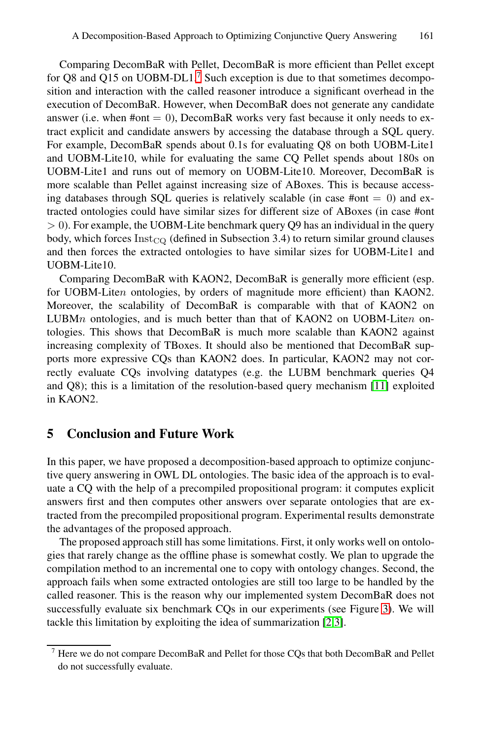Comparing DecomBaR with Pellet, DecomBaR is more efficient than Pellet except for Q8 and Q15 on UOBM-DL1.[7] Such exception is due to that sometimes decomposition and interaction with the called reasoner introduce a significant overhead in the execution of DecomBaR. However, when DecomBaR does not generate any candidate answer (i.e. when #ont = 0), DecomBaR works very fast because it only needs to extract explicit and candidate answers by accessing the database through a SQL query. For example, DecomBaR spends about 0.1s for evaluating Q8 on both UOBM-Lite1 and UOBM-Lite10, while for evaluating the same CQ Pellet spends about 180s on UOBM-Lite1 and runs out of memory on UOBM-Lite10. Moreover, DecomBaR is more scalable than Pellet against increasing size of ABoxes. This is because accessing databases through SQL queries is relatively scalable (in case #ont = 0) and extracted ontologies could have similar sizes for different size of ABoxes (in case #ont > 0). For example, the UOBM-Lite benchmark query Q9 has an individual in the query body, which forces $\mathrm{Inst}_{\mathrm{CQ}}$ (defined in Subsection 3.4) to return similar ground clauses and then forces the extracted ontologies to have similar sizes for UOBM-Lite1 and UOBM-Lite10.

Comparing DecomBaR with KAON2, DecomBaR is generally more efficient (esp. for UOBM-Lite$n$ ontologies, by orders of magnitude more efficient) than KAON2. Moreover, the scalability of DecomBaR is comparable with that of KAON2 on LUBM$n$ ontologies, and is much better than that of KAON2 on UOBM-Lite$n$ ontologies. This shows that DecomBaR is much more scalable than KAON2 against increasing complexity of TBoxes. It should also be mentioned that DecomBaR supports more expressive CQs than KAON2 does. In particular, KAON2 may not correctly evaluate CQs involving datatypes (e.g. the LUBM benchmark queries Q4 and Q8); this is a limitation of the resolution-based query mechanism [11] exploited in KAON2.

## 5 Conclusion and Future Work

In this paper, we have proposed a decomposition-based approach to optimize conjunctive query answering in OWL DL ontologies. The basic idea of the approach is to evaluate a CQ with the help of a precompiled propositional program: it computes explicit answers first and then computes other answers over separate ontologies that are extracted from the precompiled propositional program. Experimental results demonstrate the advantages of the proposed approach.

The proposed approach still has some limitations. First, it only works well on ontologies that rarely change as the offline phase is somewhat costly. We plan to upgrade the compilation method to an incremental one to copy with ontology changes. Second, the approach fails when some extracted ontologies are still too large to be handled by the called reasoner. This is the reason why our implemented system DecomBaR does not successfully evaluate six benchmark CQs in our experiments (see Figure 3). We will tackle this limitation by exploiting the idea of summarization [2,3].

---

[7] Here we do not compare DecomBaR and Pellet for those CQs that both DecomBaR and Pellet do not successfully evaluate.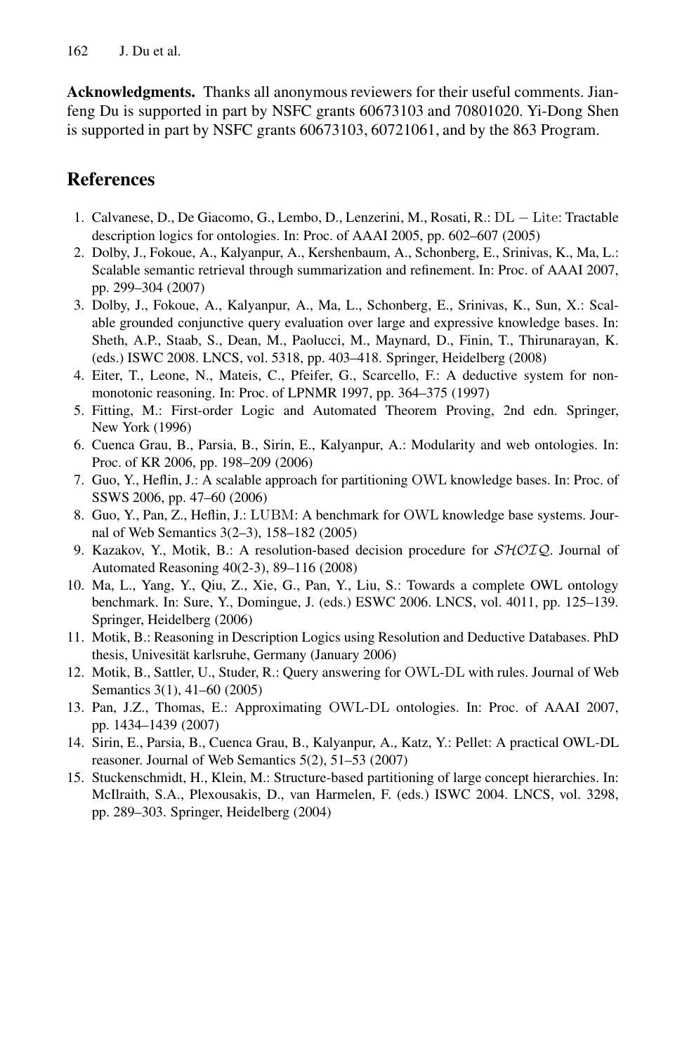**Acknowledgments.** Thanks all anonymous reviewers for their useful comments. Jianfeng Du is supported in part by NSFC grants 60673103 and 70801020. Yi-Dong Shen is supported in part by NSFC grants 60673103, 60721061, and by the 863 Program.

## References

1. Calvanese, D., De Giacomo, G., Lembo, D., Lenzerini, M., Rosati, R.: DL − Lite: Tractable description logics for ontologies. In: Proc. of AAAI 2005, pp. 602–607 (2005)
2. Dolby, J., Fokoue, A., Kalyanpur, A., Kershenbaum, A., Schonberg, E., Srinivas, K., Ma, L.: Scalable semantic retrieval through summarization and refinement. In: Proc. of AAAI 2007, pp. 299–304 (2007)
3. Dolby, J., Fokoue, A., Kalyanpur, A., Ma, L., Schonberg, E., Srinivas, K., Sun, X.: Scalable grounded conjunctive query evaluation over large and expressive knowledge bases. In: Sheth, A.P., Staab, S., Dean, M., Paolucci, M., Maynard, D., Finin, T., Thirunarayan, K. (eds.) ISWC 2008. LNCS, vol. 5318, pp. 403–418. Springer, Heidelberg (2008)
4. Eiter, T., Leone, N., Mateis, C., Pfeifer, G., Scarcello, F.: A deductive system for nonmonotonic reasoning. In: Proc. of LPNMR 1997, pp. 364–375 (1997)
5. Fitting, M.: First-order Logic and Automated Theorem Proving, 2nd edn. Springer, New York (1996)
6. Cuenca Grau, B., Parsia, B., Sirin, E., Kalyanpur, A.: Modularity and web ontologies. In: Proc. of KR 2006, pp. 198–209 (2006)
7. Guo, Y., Heflin, J.: A scalable approach for partitioning OWL knowledge bases. In: Proc. of SSWS 2006, pp. 47–60 (2006)
8. Guo, Y., Pan, Z., Heflin, J.: LUBM: A benchmark for OWL knowledge base systems. Journal of Web Semantics 3(2–3), 158–182 (2005)
9. Kazakov, Y., Motik, B.: A resolution-based decision procedure for $\mathcal{SHOIQ}$. Journal of Automated Reasoning 40(2-3), 89–116 (2008)
10. Ma, L., Yang, Y., Qiu, Z., Xie, G., Pan, Y., Liu, S.: Towards a complete OWL ontology benchmark. In: Sure, Y., Domingue, J. (eds.) ESWC 2006. LNCS, vol. 4011, pp. 125–139. Springer, Heidelberg (2006)
11. Motik, B.: Reasoning in Description Logics using Resolution and Deductive Databases. PhD thesis, Univesität karlsruhe, Germany (January 2006)
12. Motik, B., Sattler, U., Studer, R.: Query answering for OWL-DL with rules. Journal of Web Semantics 3(1), 41–60 (2005)
13. Pan, J.Z., Thomas, E.: Approximating OWL-DL ontologies. In: Proc. of AAAI 2007, pp. 1434–1439 (2007)
14. Sirin, E., Parsia, B., Cuenca Grau, B., Kalyanpur, A., Katz, Y.: Pellet: A practical OWL-DL reasoner. Journal of Web Semantics 5(2), 51–53 (2007)
15. Stuckenschmidt, H., Klein, M.: Structure-based partitioning of large concept hierarchies. In: McIlraith, S.A., Plexousakis, D., van Harmelen, F. (eds.) ISWC 2004. LNCS, vol. 3298, pp. 289–303. Springer, Heidelberg (2004)